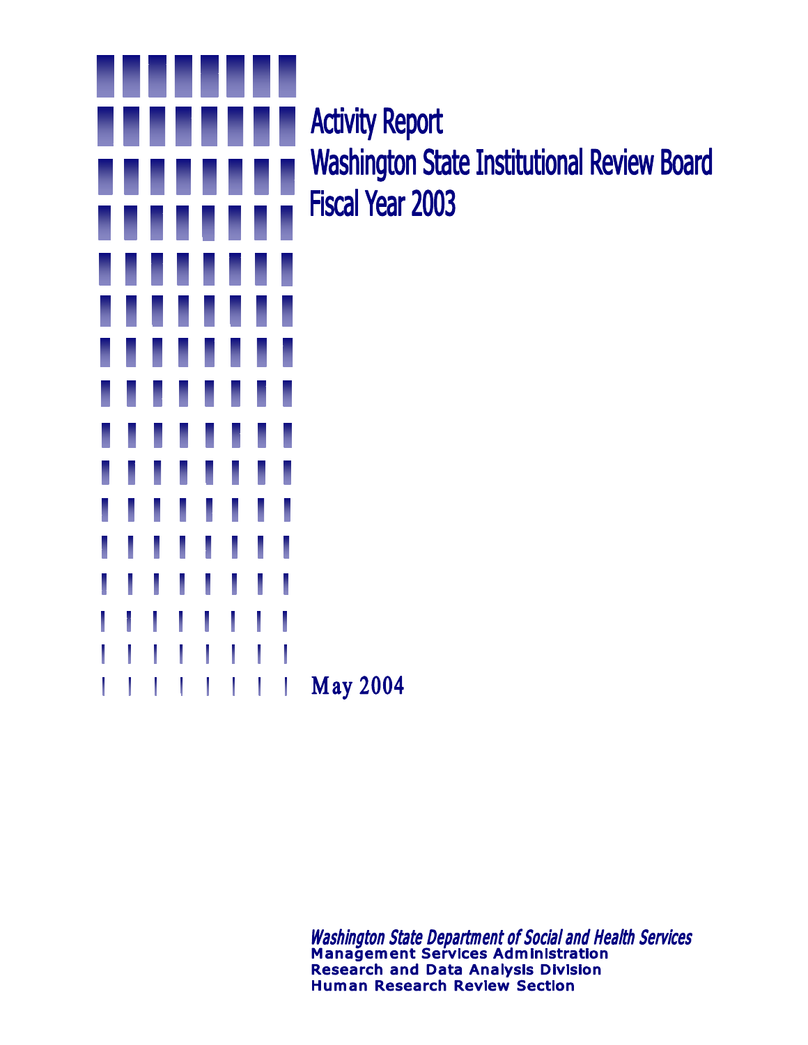# Activity Report
# Washington State Institutional Review Board
# Fiscal Year 2003

May 2004

*Washington State Department of Social and Health Services*
**Management Services Administration**
**Research and Data Analysis Division**
**Human Research Review Section**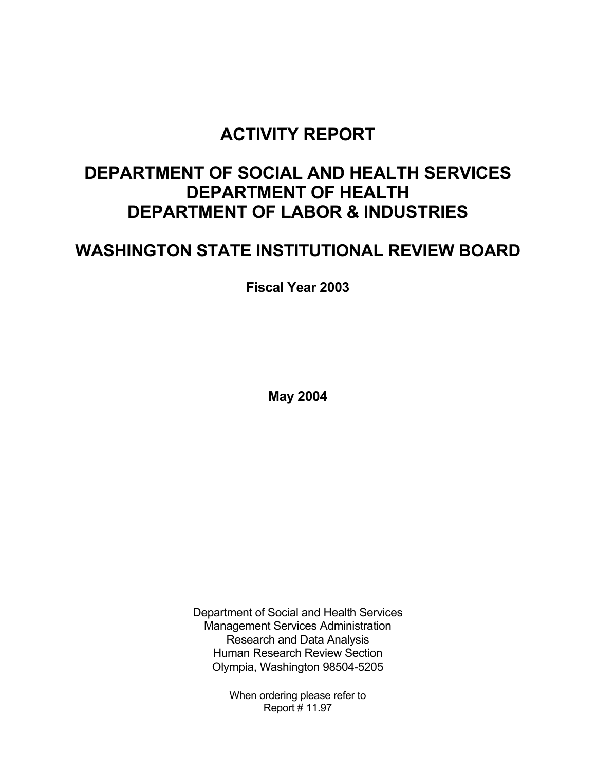# ACTIVITY REPORT

# DEPARTMENT OF SOCIAL AND HEALTH SERVICES
# DEPARTMENT OF HEALTH
# DEPARTMENT OF LABOR & INDUSTRIES

# WASHINGTON STATE INSTITUTIONAL REVIEW BOARD

**Fiscal Year 2003**

**May 2004**

Department of Social and Health Services
Management Services Administration
Research and Data Analysis
Human Research Review Section
Olympia, Washington 98504-5205

When ordering please refer to
Report # 11.97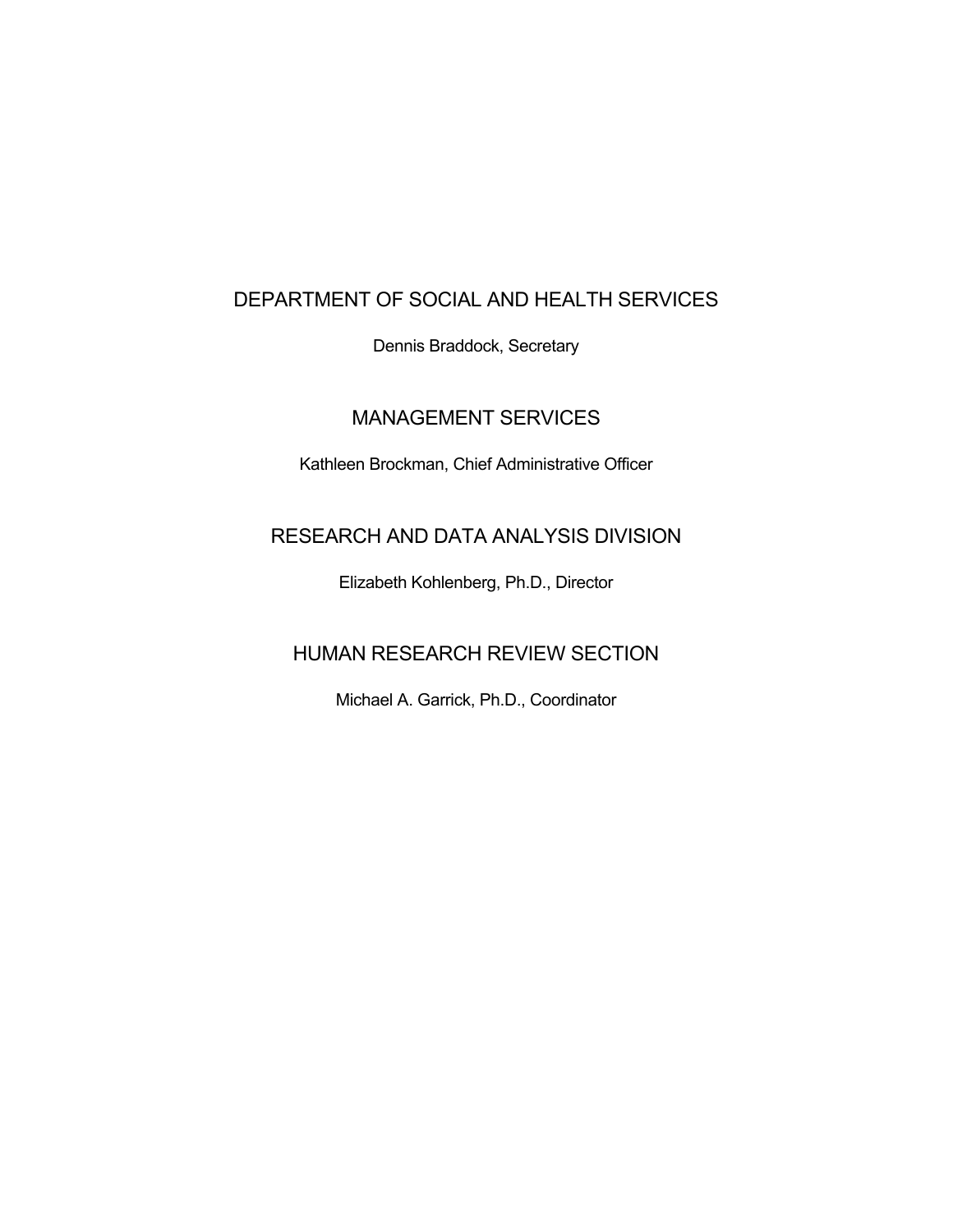## DEPARTMENT OF SOCIAL AND HEALTH SERVICES

Dennis Braddock, Secretary

## MANAGEMENT SERVICES

Kathleen Brockman, Chief Administrative Officer

## RESEARCH AND DATA ANALYSIS DIVISION

Elizabeth Kohlenberg, Ph.D., Director

## HUMAN RESEARCH REVIEW SECTION

Michael A. Garrick, Ph.D., Coordinator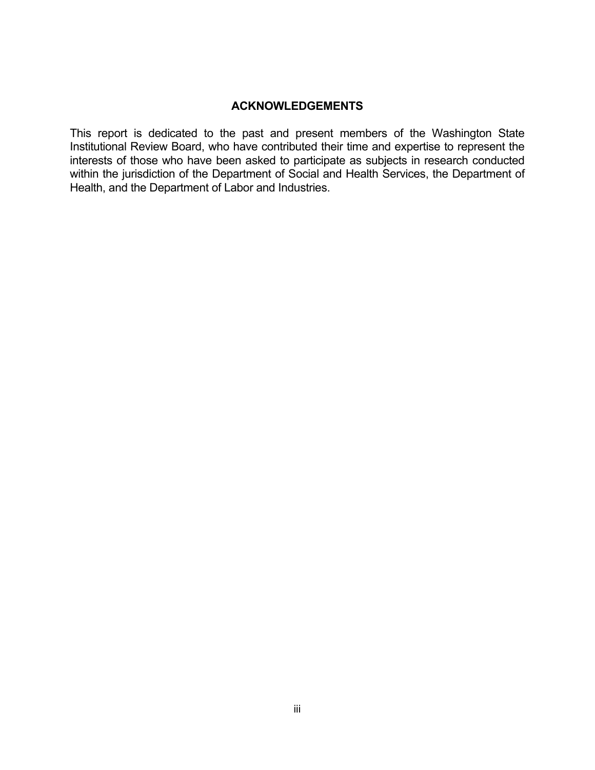## ACKNOWLEDGEMENTS

This report is dedicated to the past and present members of the Washington State Institutional Review Board, who have contributed their time and expertise to represent the interests of those who have been asked to participate as subjects in research conducted within the jurisdiction of the Department of Social and Health Services, the Department of Health, and the Department of Labor and Industries.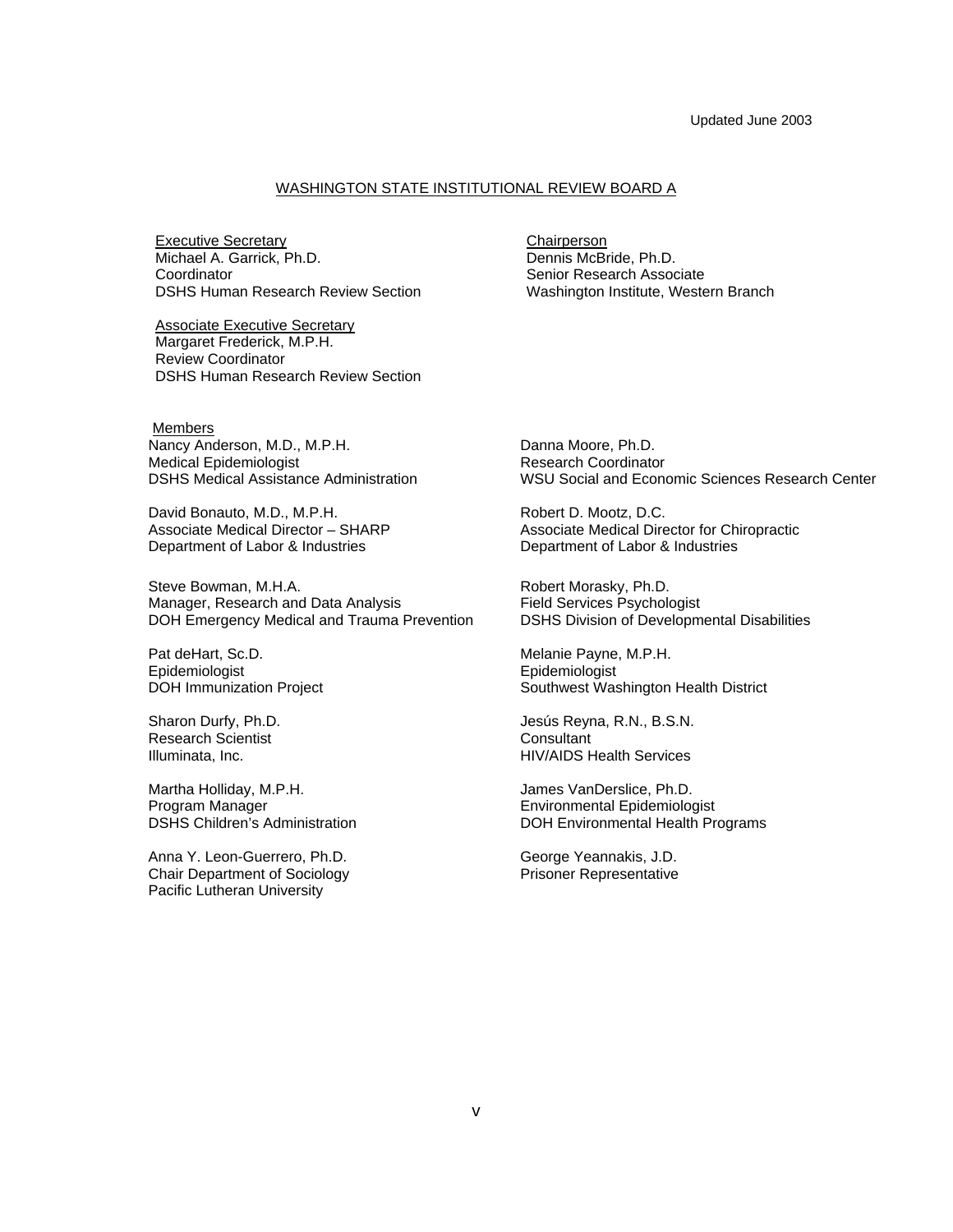Updated June 2003

## WASHINGTON STATE INSTITUTIONAL REVIEW BOARD A

**Executive Secretary**
Michael A. Garrick, Ph.D.
Coordinator
DSHS Human Research Review Section

**Chairperson**
Dennis McBride, Ph.D.
Senior Research Associate
Washington Institute, Western Branch

**Associate Executive Secretary**
Margaret Frederick, M.P.H.
Review Coordinator
DSHS Human Research Review Section

**Members**

Nancy Anderson, M.D., M.P.H.
Medical Epidemiologist
DSHS Medical Assistance Administration

David Bonauto, M.D., M.P.H.
Associate Medical Director – SHARP
Department of Labor & Industries

Steve Bowman, M.H.A.
Manager, Research and Data Analysis
DOH Emergency Medical and Trauma Prevention

Pat deHart, Sc.D.
Epidemiologist
DOH Immunization Project

Sharon Durfy, Ph.D.
Research Scientist
Illuminata, Inc.

Martha Holliday, M.P.H.
Program Manager
DSHS Children's Administration

Anna Y. Leon-Guerrero, Ph.D.
Chair Department of Sociology
Pacific Lutheran University

Danna Moore, Ph.D.
Research Coordinator
WSU Social and Economic Sciences Research Center

Robert D. Mootz, D.C.
Associate Medical Director for Chiropractic
Department of Labor & Industries

Robert Morasky, Ph.D.
Field Services Psychologist
DSHS Division of Developmental Disabilities

Melanie Payne, M.P.H.
Epidemiologist
Southwest Washington Health District

Jesús Reyna, R.N., B.S.N.
Consultant
HIV/AIDS Health Services

James VanDerslice, Ph.D.
Environmental Epidemiologist
DOH Environmental Health Programs

George Yeannakis, J.D.
Prisoner Representative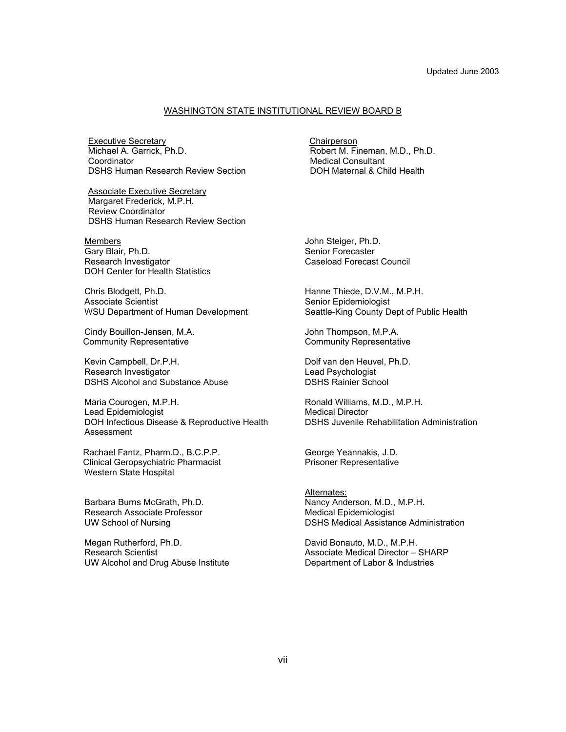Updated June 2003

## WASHINGTON STATE INSTITUTIONAL REVIEW BOARD B

**Executive Secretary**
Michael A. Garrick, Ph.D.
Coordinator
DSHS Human Research Review Section

**Chairperson**
Robert M. Fineman, M.D., Ph.D.
Medical Consultant
DOH Maternal & Child Health

**Associate Executive Secretary**
Margaret Frederick, M.P.H.
Review Coordinator
DSHS Human Research Review Section

**Members**

Gary Blair, Ph.D.
Research Investigator
DOH Center for Health Statistics

Chris Blodgett, Ph.D.
Associate Scientist
WSU Department of Human Development

Cindy Bouillon-Jensen, M.A.
Community Representative

Kevin Campbell, Dr.P.H.
Research Investigator
DSHS Alcohol and Substance Abuse

Maria Courogen, M.P.H.
Lead Epidemiologist
DOH Infectious Disease & Reproductive Health Assessment

Rachael Fantz, Pharm.D., B.C.P.P.
Clinical Geropsychiatric Pharmacist
Western State Hospital

Barbara Burns McGrath, Ph.D.
Research Associate Professor
UW School of Nursing

Megan Rutherford, Ph.D.
Research Scientist
UW Alcohol and Drug Abuse Institute

John Steiger, Ph.D.
Senior Forecaster
Caseload Forecast Council

Hanne Thiede, D.V.M., M.P.H.
Senior Epidemiologist
Seattle-King County Dept of Public Health

John Thompson, M.P.A.
Community Representative

Dolf van den Heuvel, Ph.D.
Lead Psychologist
DSHS Rainier School

Ronald Williams, M.D., M.P.H.
Medical Director
DSHS Juvenile Rehabilitation Administration

George Yeannakis, J.D.
Prisoner Representative

**Alternates:**

Nancy Anderson, M.D., M.P.H.
Medical Epidemiologist
DSHS Medical Assistance Administration

David Bonauto, M.D., M.P.H.
Associate Medical Director – SHARP
Department of Labor & Industries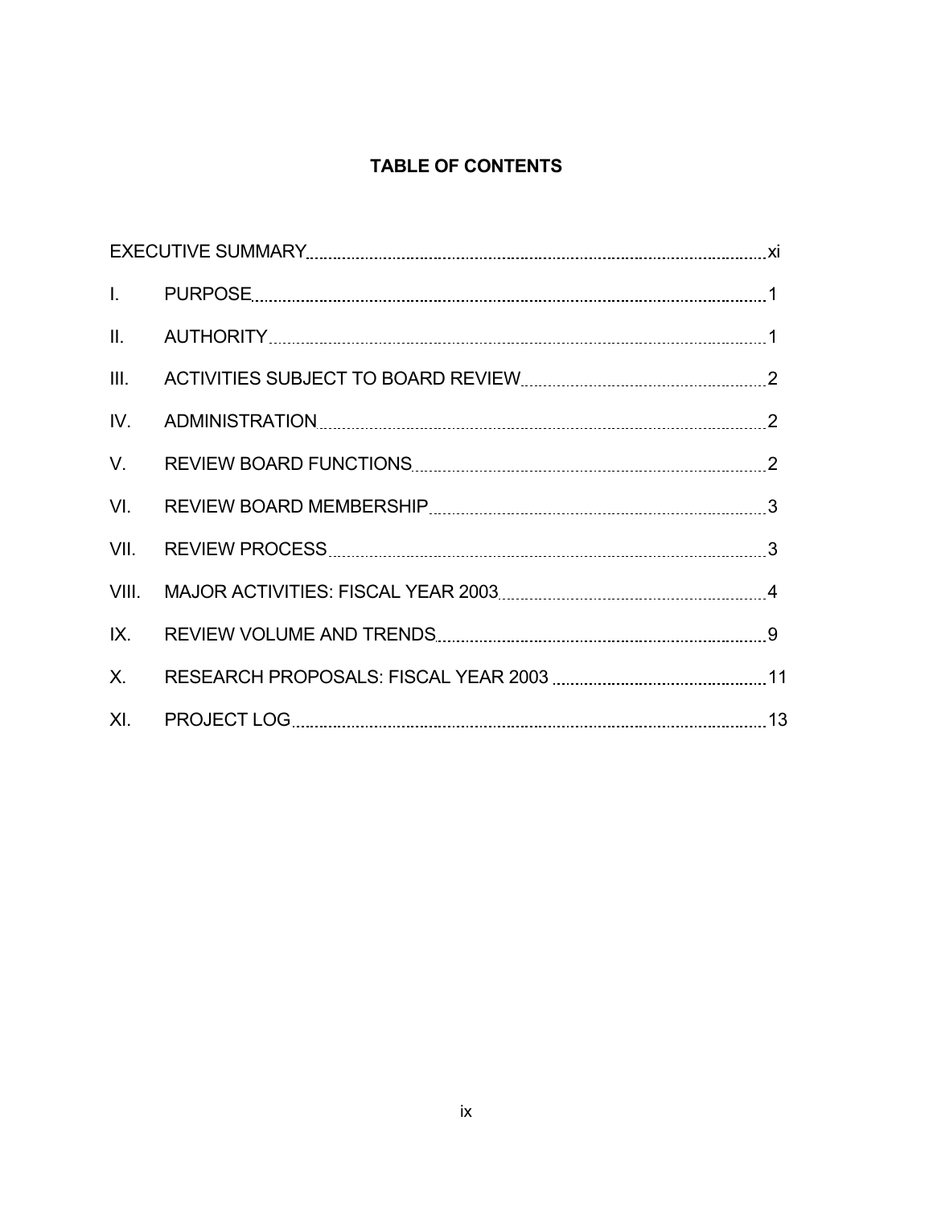# TABLE OF CONTENTS

| | | |
|---|---|---|
| EXECUTIVE SUMMARY | | xi |
| I. | PURPOSE | 1 |
| II. | AUTHORITY | 1 |
| III. | ACTIVITIES SUBJECT TO BOARD REVIEW | 2 |
| IV. | ADMINISTRATION | 2 |
| V. | REVIEW BOARD FUNCTIONS | 2 |
| VI. | REVIEW BOARD MEMBERSHIP | 3 |
| VII. | REVIEW PROCESS | 3 |
| VIII. | MAJOR ACTIVITIES: FISCAL YEAR 2003 | 4 |
| IX. | REVIEW VOLUME AND TRENDS | 9 |
| X. | RESEARCH PROPOSALS: FISCAL YEAR 2003 | 11 |
| XI. | PROJECT LOG | 13 |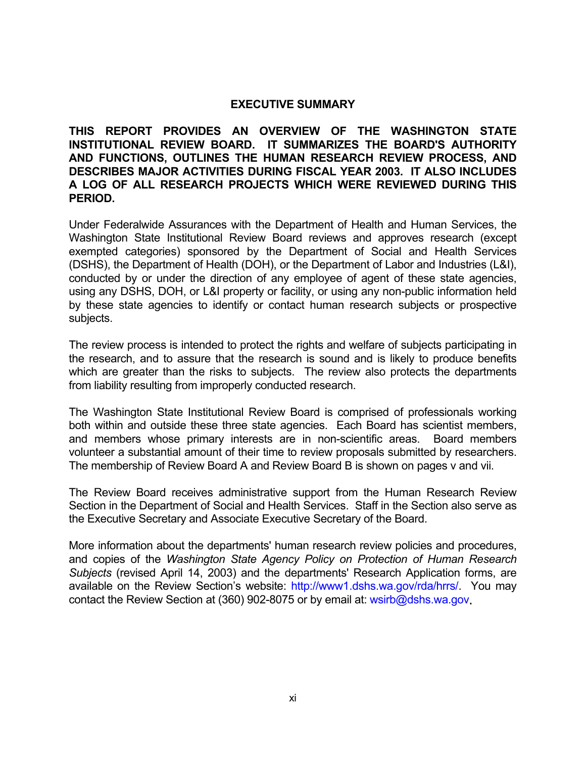# EXECUTIVE SUMMARY

**THIS REPORT PROVIDES AN OVERVIEW OF THE WASHINGTON STATE INSTITUTIONAL REVIEW BOARD. IT SUMMARIZES THE BOARD'S AUTHORITY AND FUNCTIONS, OUTLINES THE HUMAN RESEARCH REVIEW PROCESS, AND DESCRIBES MAJOR ACTIVITIES DURING FISCAL YEAR 2003. IT ALSO INCLUDES A LOG OF ALL RESEARCH PROJECTS WHICH WERE REVIEWED DURING THIS PERIOD.**

Under Federalwide Assurances with the Department of Health and Human Services, the Washington State Institutional Review Board reviews and approves research (except exempted categories) sponsored by the Department of Social and Health Services (DSHS), the Department of Health (DOH), or the Department of Labor and Industries (L&I), conducted by or under the direction of any employee of agent of these state agencies, using any DSHS, DOH, or L&I property or facility, or using any non-public information held by these state agencies to identify or contact human research subjects or prospective subjects.

The review process is intended to protect the rights and welfare of subjects participating in the research, and to assure that the research is sound and is likely to produce benefits which are greater than the risks to subjects. The review also protects the departments from liability resulting from improperly conducted research.

The Washington State Institutional Review Board is comprised of professionals working both within and outside these three state agencies. Each Board has scientist members, and members whose primary interests are in non-scientific areas. Board members volunteer a substantial amount of their time to review proposals submitted by researchers. The membership of Review Board A and Review Board B is shown on pages v and vii.

The Review Board receives administrative support from the Human Research Review Section in the Department of Social and Health Services. Staff in the Section also serve as the Executive Secretary and Associate Executive Secretary of the Board.

More information about the departments' human research review policies and procedures, and copies of the *Washington State Agency Policy on Protection of Human Research Subjects* (revised April 14, 2003) and the departments' Research Application forms, are available on the Review Section's website: http://www1.dshs.wa.gov/rda/hrrs/. You may contact the Review Section at (360) 902-8075 or by email at: wsirb@dshs.wa.gov.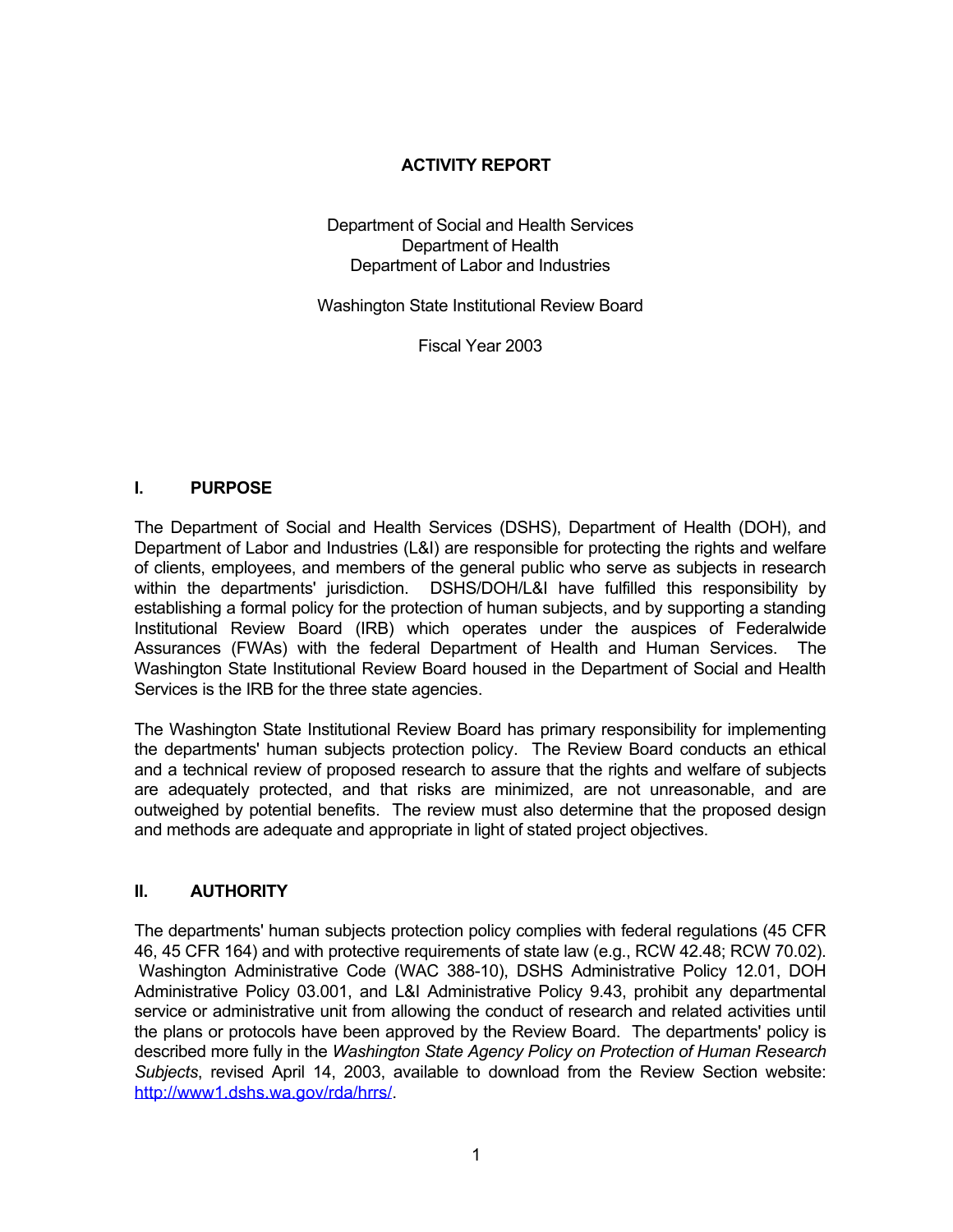# ACTIVITY REPORT

Department of Social and Health Services
Department of Health
Department of Labor and Industries

Washington State Institutional Review Board

Fiscal Year 2003

## I. PURPOSE

The Department of Social and Health Services (DSHS), Department of Health (DOH), and Department of Labor and Industries (L&I) are responsible for protecting the rights and welfare of clients, employees, and members of the general public who serve as subjects in research within the departments' jurisdiction. DSHS/DOH/L&I have fulfilled this responsibility by establishing a formal policy for the protection of human subjects, and by supporting a standing Institutional Review Board (IRB) which operates under the auspices of Federalwide Assurances (FWAs) with the federal Department of Health and Human Services. The Washington State Institutional Review Board housed in the Department of Social and Health Services is the IRB for the three state agencies.

The Washington State Institutional Review Board has primary responsibility for implementing the departments' human subjects protection policy. The Review Board conducts an ethical and a technical review of proposed research to assure that the rights and welfare of subjects are adequately protected, and that risks are minimized, are not unreasonable, and are outweighed by potential benefits. The review must also determine that the proposed design and methods are adequate and appropriate in light of stated project objectives.

## II. AUTHORITY

The departments' human subjects protection policy complies with federal regulations (45 CFR 46, 45 CFR 164) and with protective requirements of state law (e.g., RCW 42.48; RCW 70.02). Washington Administrative Code (WAC 388-10), DSHS Administrative Policy 12.01, DOH Administrative Policy 03.001, and L&I Administrative Policy 9.43, prohibit any departmental service or administrative unit from allowing the conduct of research and related activities until the plans or protocols have been approved by the Review Board. The departments' policy is described more fully in the *Washington State Agency Policy on Protection of Human Research Subjects*, revised April 14, 2003, available to download from the Review Section website: http://www1.dshs.wa.gov/rda/hrrs/.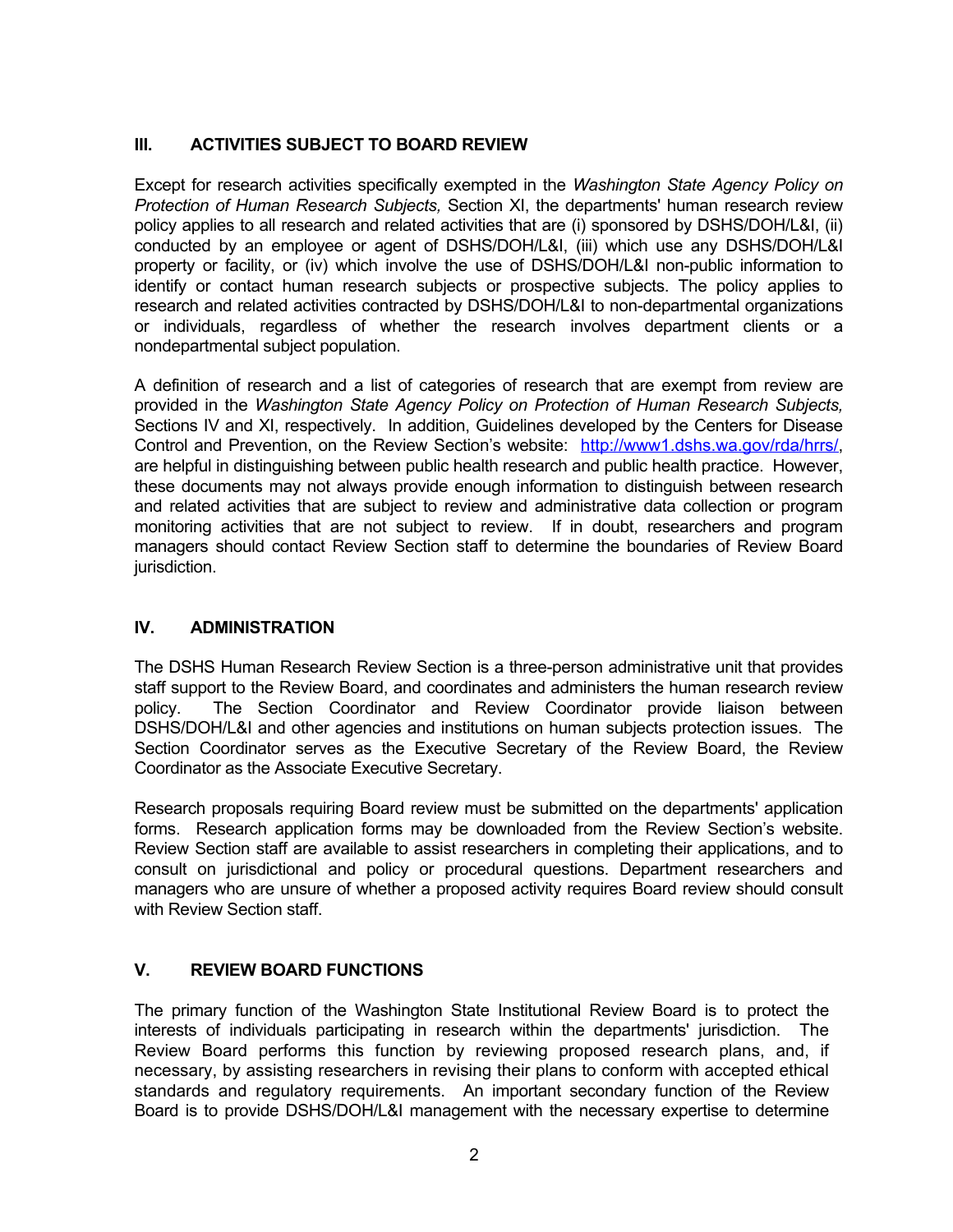## III. ACTIVITIES SUBJECT TO BOARD REVIEW

Except for research activities specifically exempted in the *Washington State Agency Policy on Protection of Human Research Subjects,* Section XI, the departments' human research review policy applies to all research and related activities that are (i) sponsored by DSHS/DOH/L&I, (ii) conducted by an employee or agent of DSHS/DOH/L&I, (iii) which use any DSHS/DOH/L&I property or facility, or (iv) which involve the use of DSHS/DOH/L&I non-public information to identify or contact human research subjects or prospective subjects. The policy applies to research and related activities contracted by DSHS/DOH/L&I to non-departmental organizations or individuals, regardless of whether the research involves department clients or a nondepartmental subject population.

A definition of research and a list of categories of research that are exempt from review are provided in the *Washington State Agency Policy on Protection of Human Research Subjects,* Sections IV and XI, respectively. In addition, Guidelines developed by the Centers for Disease Control and Prevention, on the Review Section's website: [http://www1.dshs.wa.gov/rda/hrrs/](http://www1.dshs.wa.gov/rda/hrrs/), are helpful in distinguishing between public health research and public health practice. However, these documents may not always provide enough information to distinguish between research and related activities that are subject to review and administrative data collection or program monitoring activities that are not subject to review. If in doubt, researchers and program managers should contact Review Section staff to determine the boundaries of Review Board jurisdiction.

## IV. ADMINISTRATION

The DSHS Human Research Review Section is a three-person administrative unit that provides staff support to the Review Board, and coordinates and administers the human research review policy. The Section Coordinator and Review Coordinator provide liaison between DSHS/DOH/L&I and other agencies and institutions on human subjects protection issues. The Section Coordinator serves as the Executive Secretary of the Review Board, the Review Coordinator as the Associate Executive Secretary.

Research proposals requiring Board review must be submitted on the departments' application forms. Research application forms may be downloaded from the Review Section's website. Review Section staff are available to assist researchers in completing their applications, and to consult on jurisdictional and policy or procedural questions. Department researchers and managers who are unsure of whether a proposed activity requires Board review should consult with Review Section staff.

## V. REVIEW BOARD FUNCTIONS

The primary function of the Washington State Institutional Review Board is to protect the interests of individuals participating in research within the departments' jurisdiction. The Review Board performs this function by reviewing proposed research plans, and, if necessary, by assisting researchers in revising their plans to conform with accepted ethical standards and regulatory requirements. An important secondary function of the Review Board is to provide DSHS/DOH/L&I management with the necessary expertise to determine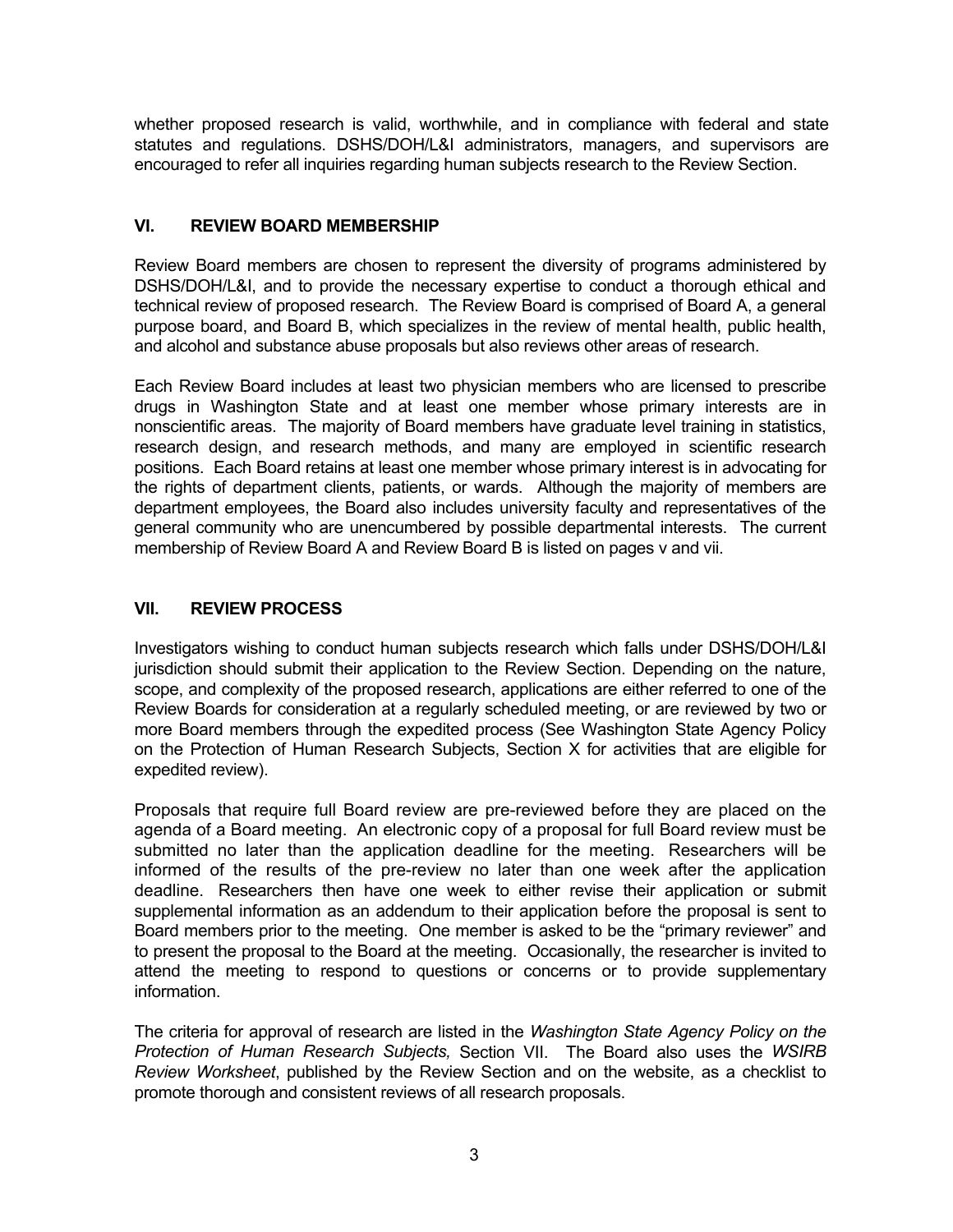whether proposed research is valid, worthwhile, and in compliance with federal and state statutes and regulations. DSHS/DOH/L&I administrators, managers, and supervisors are encouraged to refer all inquiries regarding human subjects research to the Review Section.

## VI. REVIEW BOARD MEMBERSHIP

Review Board members are chosen to represent the diversity of programs administered by DSHS/DOH/L&I, and to provide the necessary expertise to conduct a thorough ethical and technical review of proposed research. The Review Board is comprised of Board A, a general purpose board, and Board B, which specializes in the review of mental health, public health, and alcohol and substance abuse proposals but also reviews other areas of research.

Each Review Board includes at least two physician members who are licensed to prescribe drugs in Washington State and at least one member whose primary interests are in nonscientific areas. The majority of Board members have graduate level training in statistics, research design, and research methods, and many are employed in scientific research positions. Each Board retains at least one member whose primary interest is in advocating for the rights of department clients, patients, or wards. Although the majority of members are department employees, the Board also includes university faculty and representatives of the general community who are unencumbered by possible departmental interests. The current membership of Review Board A and Review Board B is listed on pages v and vii.

## VII. REVIEW PROCESS

Investigators wishing to conduct human subjects research which falls under DSHS/DOH/L&I jurisdiction should submit their application to the Review Section. Depending on the nature, scope, and complexity of the proposed research, applications are either referred to one of the Review Boards for consideration at a regularly scheduled meeting, or are reviewed by two or more Board members through the expedited process (See Washington State Agency Policy on the Protection of Human Research Subjects, Section X for activities that are eligible for expedited review).

Proposals that require full Board review are pre-reviewed before they are placed on the agenda of a Board meeting. An electronic copy of a proposal for full Board review must be submitted no later than the application deadline for the meeting. Researchers will be informed of the results of the pre-review no later than one week after the application deadline. Researchers then have one week to either revise their application or submit supplemental information as an addendum to their application before the proposal is sent to Board members prior to the meeting. One member is asked to be the "primary reviewer" and to present the proposal to the Board at the meeting. Occasionally, the researcher is invited to attend the meeting to respond to questions or concerns or to provide supplementary information.

The criteria for approval of research are listed in the *Washington State Agency Policy on the Protection of Human Research Subjects,* Section VII. The Board also uses the *WSIRB Review Worksheet*, published by the Review Section and on the website, as a checklist to promote thorough and consistent reviews of all research proposals.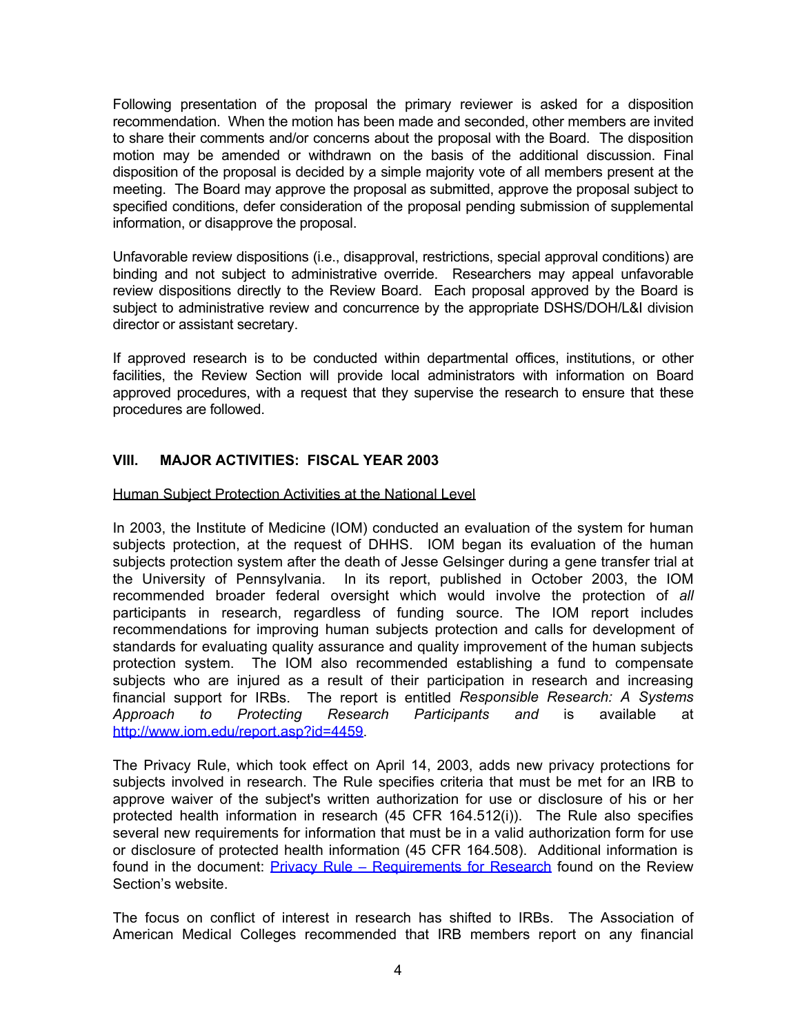Following presentation of the proposal the primary reviewer is asked for a disposition recommendation. When the motion has been made and seconded, other members are invited to share their comments and/or concerns about the proposal with the Board. The disposition motion may be amended or withdrawn on the basis of the additional discussion. Final disposition of the proposal is decided by a simple majority vote of all members present at the meeting. The Board may approve the proposal as submitted, approve the proposal subject to specified conditions, defer consideration of the proposal pending submission of supplemental information, or disapprove the proposal.

Unfavorable review dispositions (i.e., disapproval, restrictions, special approval conditions) are binding and not subject to administrative override. Researchers may appeal unfavorable review dispositions directly to the Review Board. Each proposal approved by the Board is subject to administrative review and concurrence by the appropriate DSHS/DOH/L&I division director or assistant secretary.

If approved research is to be conducted within departmental offices, institutions, or other facilities, the Review Section will provide local administrators with information on Board approved procedures, with a request that they supervise the research to ensure that these procedures are followed.

## VIII. MAJOR ACTIVITIES: FISCAL YEAR 2003

Human Subject Protection Activities at the National Level

In 2003, the Institute of Medicine (IOM) conducted an evaluation of the system for human subjects protection, at the request of DHHS. IOM began its evaluation of the human subjects protection system after the death of Jesse Gelsinger during a gene transfer trial at the University of Pennsylvania. In its report, published in October 2003, the IOM recommended broader federal oversight which would involve the protection of *all* participants in research, regardless of funding source. The IOM report includes recommendations for improving human subjects protection and calls for development of standards for evaluating quality assurance and quality improvement of the human subjects protection system. The IOM also recommended establishing a fund to compensate subjects who are injured as a result of their participation in research and increasing financial support for IRBs. The report is entitled *Responsible Research: A Systems Approach to Protecting Research Participants and* is available at http://www.iom.edu/report.asp?id=4459.

The Privacy Rule, which took effect on April 14, 2003, adds new privacy protections for subjects involved in research. The Rule specifies criteria that must be met for an IRB to approve waiver of the subject's written authorization for use or disclosure of his or her protected health information in research (45 CFR 164.512(i)). The Rule also specifies several new requirements for information that must be in a valid authorization form for use or disclosure of protected health information (45 CFR 164.508). Additional information is found in the document: Privacy Rule – Requirements for Research found on the Review Section's website.

The focus on conflict of interest in research has shifted to IRBs. The Association of American Medical Colleges recommended that IRB members report on any financial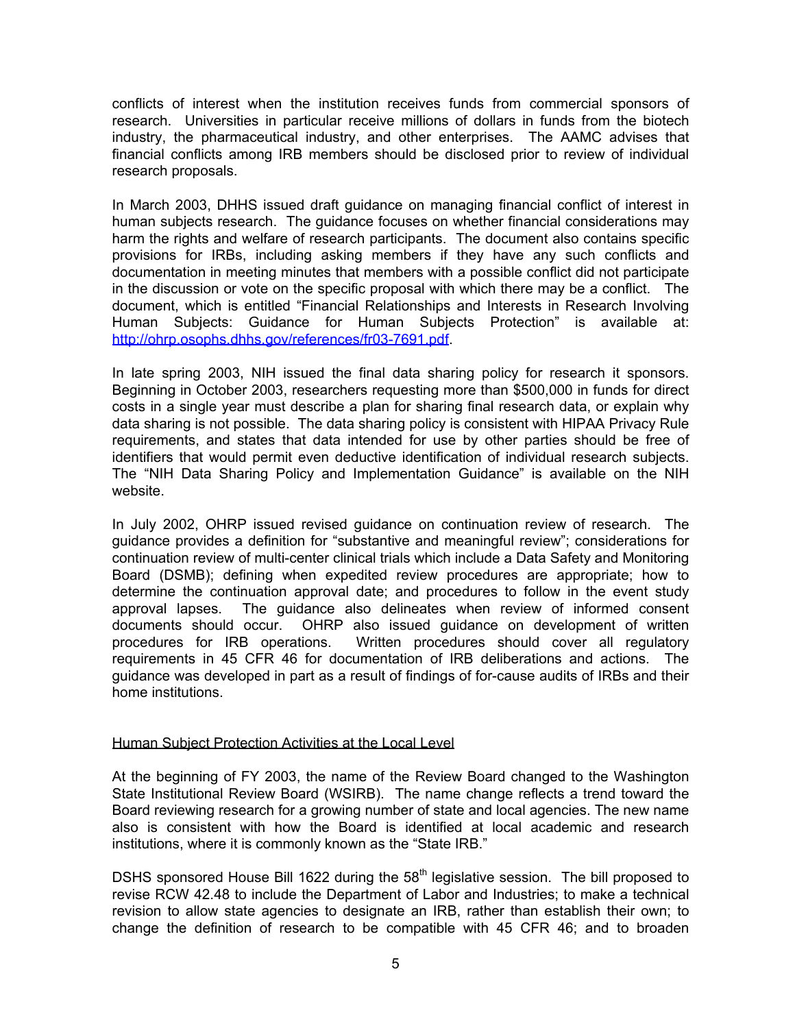conflicts of interest when the institution receives funds from commercial sponsors of research. Universities in particular receive millions of dollars in funds from the biotech industry, the pharmaceutical industry, and other enterprises. The AAMC advises that financial conflicts among IRB members should be disclosed prior to review of individual research proposals.

In March 2003, DHHS issued draft guidance on managing financial conflict of interest in human subjects research. The guidance focuses on whether financial considerations may harm the rights and welfare of research participants. The document also contains specific provisions for IRBs, including asking members if they have any such conflicts and documentation in meeting minutes that members with a possible conflict did not participate in the discussion or vote on the specific proposal with which there may be a conflict. The document, which is entitled "Financial Relationships and Interests in Research Involving Human Subjects: Guidance for Human Subjects Protection" is available at: [http://ohrp.osophs.dhhs.gov/references/fr03-7691.pdf](http://ohrp.osophs.dhhs.gov/references/fr03-7691.pdf).

In late spring 2003, NIH issued the final data sharing policy for research it sponsors. Beginning in October 2003, researchers requesting more than $500,000 in funds for direct costs in a single year must describe a plan for sharing final research data, or explain why data sharing is not possible. The data sharing policy is consistent with HIPAA Privacy Rule requirements, and states that data intended for use by other parties should be free of identifiers that would permit even deductive identification of individual research subjects. The "NIH Data Sharing Policy and Implementation Guidance" is available on the NIH website.

In July 2002, OHRP issued revised guidance on continuation review of research. The guidance provides a definition for "substantive and meaningful review"; considerations for continuation review of multi-center clinical trials which include a Data Safety and Monitoring Board (DSMB); defining when expedited review procedures are appropriate; how to determine the continuation approval date; and procedures to follow in the event study approval lapses. The guidance also delineates when review of informed consent documents should occur. OHRP also issued guidance on development of written procedures for IRB operations. Written procedures should cover all regulatory requirements in 45 CFR 46 for documentation of IRB deliberations and actions. The guidance was developed in part as a result of findings of for-cause audits of IRBs and their home institutions.

## Human Subject Protection Activities at the Local Level

At the beginning of FY 2003, the name of the Review Board changed to the Washington State Institutional Review Board (WSIRB). The name change reflects a trend toward the Board reviewing research for a growing number of state and local agencies. The new name also is consistent with how the Board is identified at local academic and research institutions, where it is commonly known as the "State IRB."

DSHS sponsored House Bill 1622 during the 58th legislative session. The bill proposed to revise RCW 42.48 to include the Department of Labor and Industries; to make a technical revision to allow state agencies to designate an IRB, rather than establish their own; to change the definition of research to be compatible with 45 CFR 46; and to broaden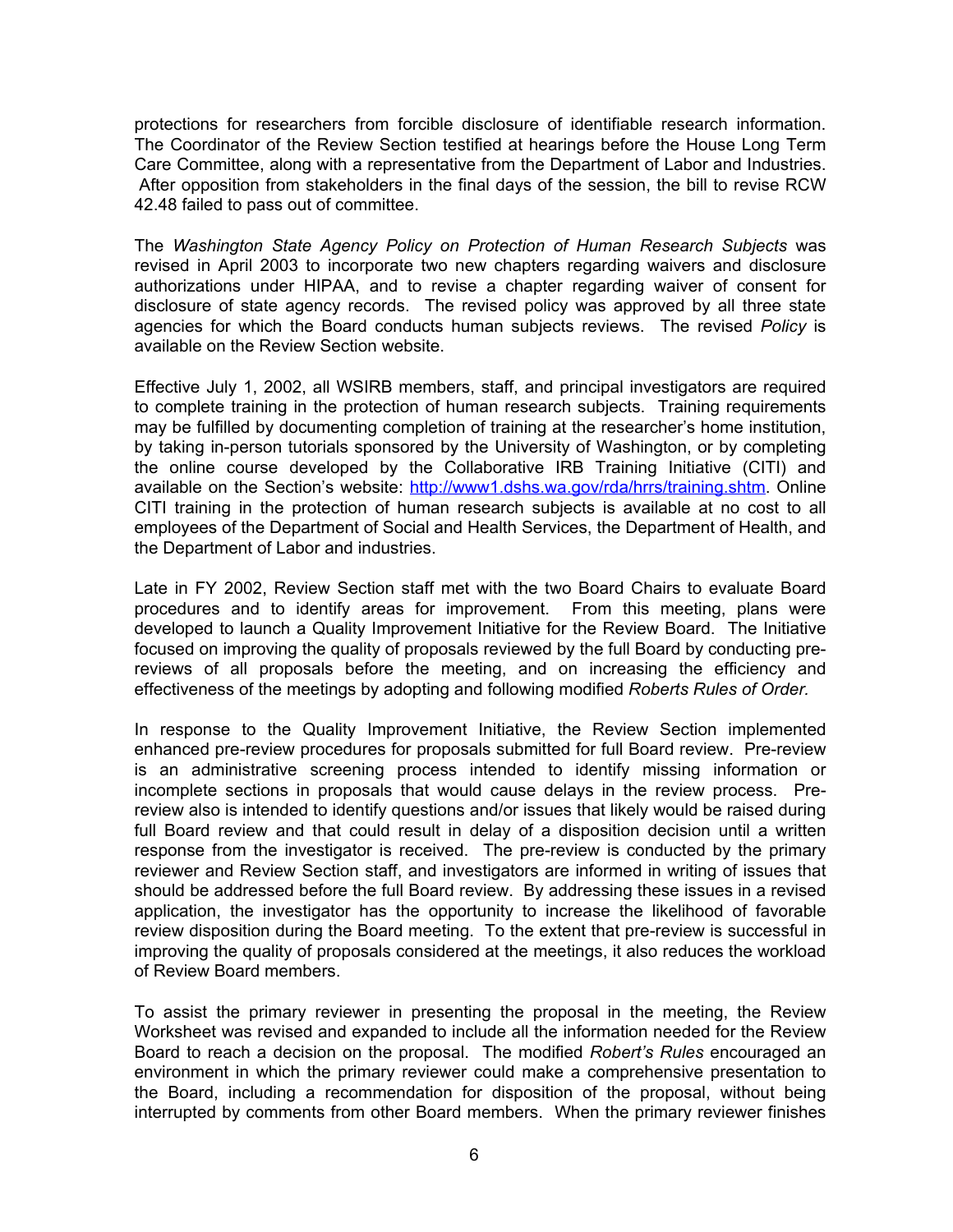protections for researchers from forcible disclosure of identifiable research information. The Coordinator of the Review Section testified at hearings before the House Long Term Care Committee, along with a representative from the Department of Labor and Industries. After opposition from stakeholders in the final days of the session, the bill to revise RCW 42.48 failed to pass out of committee.

The *Washington State Agency Policy on Protection of Human Research Subjects* was revised in April 2003 to incorporate two new chapters regarding waivers and disclosure authorizations under HIPAA, and to revise a chapter regarding waiver of consent for disclosure of state agency records. The revised policy was approved by all three state agencies for which the Board conducts human subjects reviews. The revised *Policy* is available on the Review Section website.

Effective July 1, 2002, all WSIRB members, staff, and principal investigators are required to complete training in the protection of human research subjects. Training requirements may be fulfilled by documenting completion of training at the researcher's home institution, by taking in-person tutorials sponsored by the University of Washington, or by completing the online course developed by the Collaborative IRB Training Initiative (CITI) and available on the Section's website: [http://www1.dshs.wa.gov/rda/hrrs/training.shtm](http://www1.dshs.wa.gov/rda/hrrs/training.shtm). Online CITI training in the protection of human research subjects is available at no cost to all employees of the Department of Social and Health Services, the Department of Health, and the Department of Labor and industries.

Late in FY 2002, Review Section staff met with the two Board Chairs to evaluate Board procedures and to identify areas for improvement. From this meeting, plans were developed to launch a Quality Improvement Initiative for the Review Board. The Initiative focused on improving the quality of proposals reviewed by the full Board by conducting pre-reviews of all proposals before the meeting, and on increasing the efficiency and effectiveness of the meetings by adopting and following modified *Roberts Rules of Order.*

In response to the Quality Improvement Initiative, the Review Section implemented enhanced pre-review procedures for proposals submitted for full Board review. Pre-review is an administrative screening process intended to identify missing information or incomplete sections in proposals that would cause delays in the review process. Pre-review also is intended to identify questions and/or issues that likely would be raised during full Board review and that could result in delay of a disposition decision until a written response from the investigator is received. The pre-review is conducted by the primary reviewer and Review Section staff, and investigators are informed in writing of issues that should be addressed before the full Board review. By addressing these issues in a revised application, the investigator has the opportunity to increase the likelihood of favorable review disposition during the Board meeting. To the extent that pre-review is successful in improving the quality of proposals considered at the meetings, it also reduces the workload of Review Board members.

To assist the primary reviewer in presenting the proposal in the meeting, the Review Worksheet was revised and expanded to include all the information needed for the Review Board to reach a decision on the proposal. The modified *Robert's Rules* encouraged an environment in which the primary reviewer could make a comprehensive presentation to the Board, including a recommendation for disposition of the proposal, without being interrupted by comments from other Board members. When the primary reviewer finishes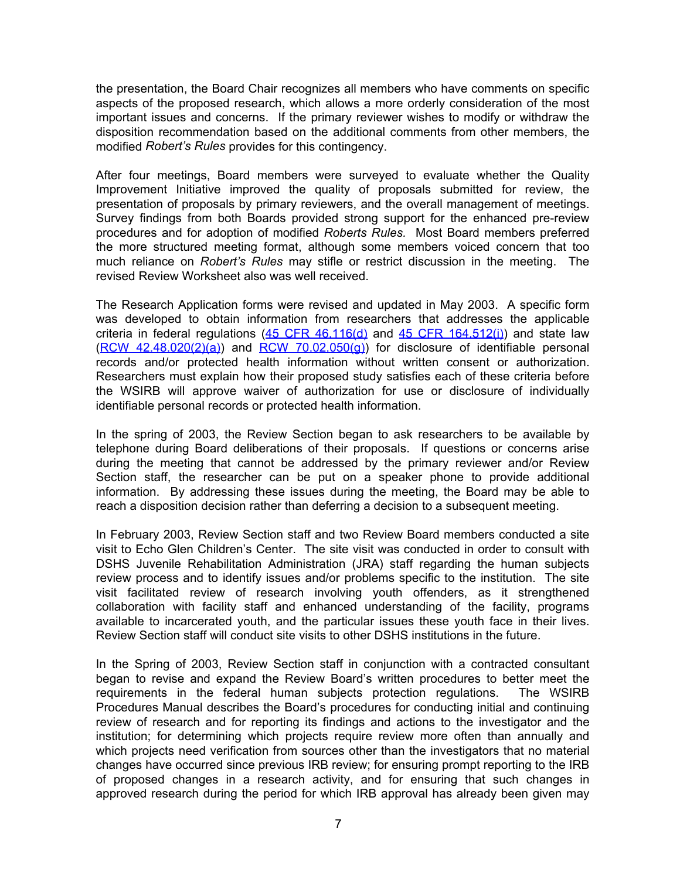the presentation, the Board Chair recognizes all members who have comments on specific aspects of the proposed research, which allows a more orderly consideration of the most important issues and concerns. If the primary reviewer wishes to modify or withdraw the disposition recommendation based on the additional comments from other members, the modified *Robert's Rules* provides for this contingency.

After four meetings, Board members were surveyed to evaluate whether the Quality Improvement Initiative improved the quality of proposals submitted for review, the presentation of proposals by primary reviewers, and the overall management of meetings. Survey findings from both Boards provided strong support for the enhanced pre-review procedures and for adoption of modified *Roberts Rules.* Most Board members preferred the more structured meeting format, although some members voiced concern that too much reliance on *Robert's Rules* may stifle or restrict discussion in the meeting. The revised Review Worksheet also was well received.

The Research Application forms were revised and updated in May 2003. A specific form was developed to obtain information from researchers that addresses the applicable criteria in federal regulations (45 CFR 46.116(d) and 45 CFR 164.512(i)) and state law (RCW 42.48.020(2)(a)) and RCW 70.02.050(g)) for disclosure of identifiable personal records and/or protected health information without written consent or authorization. Researchers must explain how their proposed study satisfies each of these criteria before the WSIRB will approve waiver of authorization for use or disclosure of individually identifiable personal records or protected health information.

In the spring of 2003, the Review Section began to ask researchers to be available by telephone during Board deliberations of their proposals. If questions or concerns arise during the meeting that cannot be addressed by the primary reviewer and/or Review Section staff, the researcher can be put on a speaker phone to provide additional information. By addressing these issues during the meeting, the Board may be able to reach a disposition decision rather than deferring a decision to a subsequent meeting.

In February 2003, Review Section staff and two Review Board members conducted a site visit to Echo Glen Children's Center. The site visit was conducted in order to consult with DSHS Juvenile Rehabilitation Administration (JRA) staff regarding the human subjects review process and to identify issues and/or problems specific to the institution. The site visit facilitated review of research involving youth offenders, as it strengthened collaboration with facility staff and enhanced understanding of the facility, programs available to incarcerated youth, and the particular issues these youth face in their lives. Review Section staff will conduct site visits to other DSHS institutions in the future.

In the Spring of 2003, Review Section staff in conjunction with a contracted consultant began to revise and expand the Review Board's written procedures to better meet the requirements in the federal human subjects protection regulations. The WSIRB Procedures Manual describes the Board's procedures for conducting initial and continuing review of research and for reporting its findings and actions to the investigator and the institution; for determining which projects require review more often than annually and which projects need verification from sources other than the investigators that no material changes have occurred since previous IRB review; for ensuring prompt reporting to the IRB of proposed changes in a research activity, and for ensuring that such changes in approved research during the period for which IRB approval has already been given may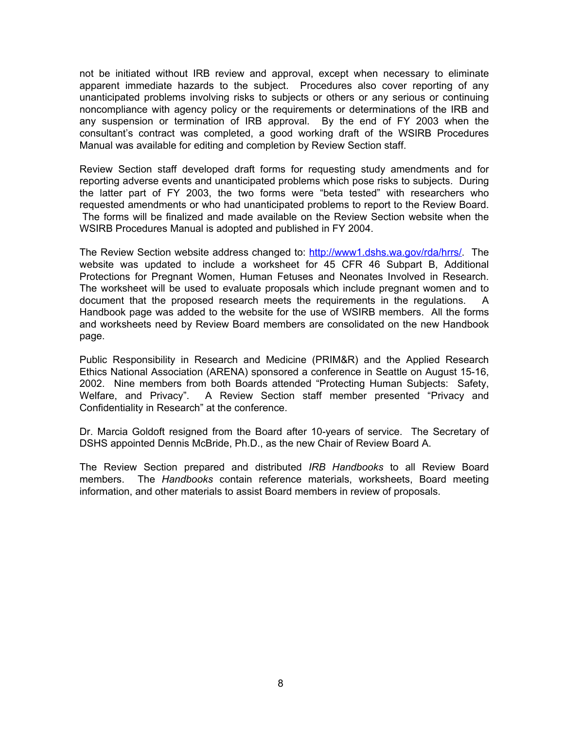not be initiated without IRB review and approval, except when necessary to eliminate apparent immediate hazards to the subject. Procedures also cover reporting of any unanticipated problems involving risks to subjects or others or any serious or continuing noncompliance with agency policy or the requirements or determinations of the IRB and any suspension or termination of IRB approval. By the end of FY 2003 when the consultant's contract was completed, a good working draft of the WSIRB Procedures Manual was available for editing and completion by Review Section staff.

Review Section staff developed draft forms for requesting study amendments and for reporting adverse events and unanticipated problems which pose risks to subjects. During the latter part of FY 2003, the two forms were "beta tested" with researchers who requested amendments or who had unanticipated problems to report to the Review Board. The forms will be finalized and made available on the Review Section website when the WSIRB Procedures Manual is adopted and published in FY 2004.

The Review Section website address changed to: http://www1.dshs.wa.gov/rda/hrrs/. The website was updated to include a worksheet for 45 CFR 46 Subpart B, Additional Protections for Pregnant Women, Human Fetuses and Neonates Involved in Research. The worksheet will be used to evaluate proposals which include pregnant women and to document that the proposed research meets the requirements in the regulations. A Handbook page was added to the website for the use of WSIRB members. All the forms and worksheets need by Review Board members are consolidated on the new Handbook page.

Public Responsibility in Research and Medicine (PRIM&R) and the Applied Research Ethics National Association (ARENA) sponsored a conference in Seattle on August 15-16, 2002. Nine members from both Boards attended "Protecting Human Subjects: Safety, Welfare, and Privacy". A Review Section staff member presented "Privacy and Confidentiality in Research" at the conference.

Dr. Marcia Goldoft resigned from the Board after 10-years of service. The Secretary of DSHS appointed Dennis McBride, Ph.D., as the new Chair of Review Board A.

The Review Section prepared and distributed *IRB Handbooks* to all Review Board members. The *Handbooks* contain reference materials, worksheets, Board meeting information, and other materials to assist Board members in review of proposals.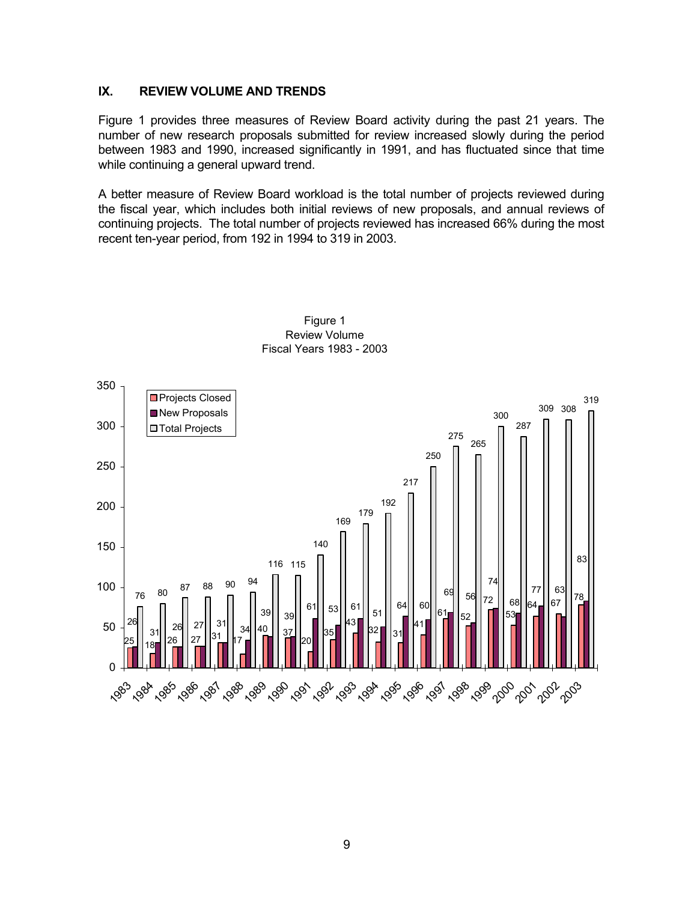## IX. REVIEW VOLUME AND TRENDS

Figure 1 provides three measures of Review Board activity during the past 21 years. The number of new research proposals submitted for review increased slowly during the period between 1983 and 1990, increased significantly in 1991, and has fluctuated since that time while continuing a general upward trend.

A better measure of Review Board workload is the total number of projects reviewed during the fiscal year, which includes both initial reviews of new proposals, and annual reviews of continuing projects. The total number of projects reviewed has increased 66% during the most recent ten-year period, from 192 in 1994 to 319 in 2003.

Figure 1
Review Volume
Fiscal Years 1983 - 2003

| Fiscal Year | Projects Closed | New Proposals | Total Projects |
|---|---|---|---|
| 1983 | 25 | 26 | 76 |
| 1984 | 18 | 31 | 80 |
| 1985 | 26 | 26 | 87 |
| 1986 | 27 | 27 | 88 |
| 1987 | 31 | 31 | 90 |
| 1988 | 17 | 34 | 94 |
| 1989 | 40 | 39 | 116 |
| 1990 | 37 | 39 | 115 |
| 1991 | 20 | 61 | 140 |
| 1992 | 35 | 53 | 169 |
| 1993 | 43 | 61 | 179 |
| 1994 | 32 | 51 | 192 |
| 1995 | 31 | 64 | 217 |
| 1996 | 41 | 60 | 250 |
| 1997 | 61 | 69 | 275 |
| 1998 | 52 | 56 | 265 |
| 1999 | 72 | 74 | 300 |
| 2000 | 53 | 68 | 287 |
| 2001 | 64 | 77 | 309 |
| 2002 | 67 | 63 | 308 |
| 2003 | 78 | 83 | 319 |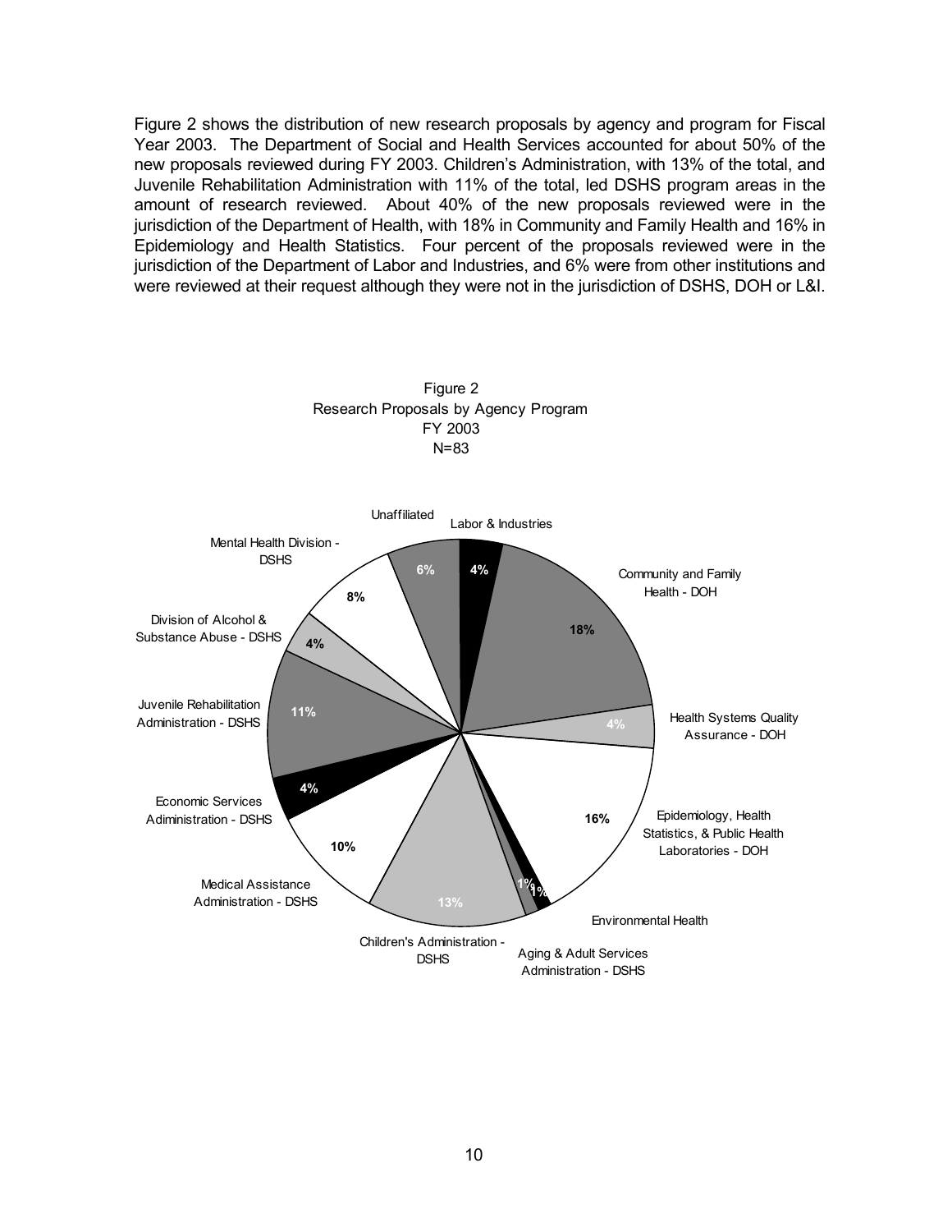Figure 2 shows the distribution of new research proposals by agency and program for Fiscal Year 2003. The Department of Social and Health Services accounted for about 50% of the new proposals reviewed during FY 2003. Children's Administration, with 13% of the total, and Juvenile Rehabilitation Administration with 11% of the total, led DSHS program areas in the amount of research reviewed. About 40% of the new proposals reviewed were in the jurisdiction of the Department of Health, with 18% in Community and Family Health and 16% in Epidemiology and Health Statistics. Four percent of the proposals reviewed were in the jurisdiction of the Department of Labor and Industries, and 6% were from other institutions and were reviewed at their request although they were not in the jurisdiction of DSHS, DOH or L&I.

Figure 2
Research Proposals by Agency Program
FY 2003
N=83

| Agency Program | Percent |
|---|---|
| Labor & Industries | 4% |
| Community and Family Health - DOH | 18% |
| Health Systems Quality Assurance - DOH | 4% |
| Epidemiology, Health Statistics, & Public Health Laboratories - DOH | 16% |
| Environmental Health | 1% |
| Aging & Adult Services Administration - DSHS | 1% |
| Children's Administration - DSHS | 13% |
| Medical Assistance Administration - DSHS | 10% |
| Economic Services Adiministration - DSHS | 4% |
| Juvenile Rehabilitation Administration - DSHS | 11% |
| Division of Alcohol & Substance Abuse - DSHS | 4% |
| Mental Health Division - DSHS | 8% |
| Unaffiliated | 6% |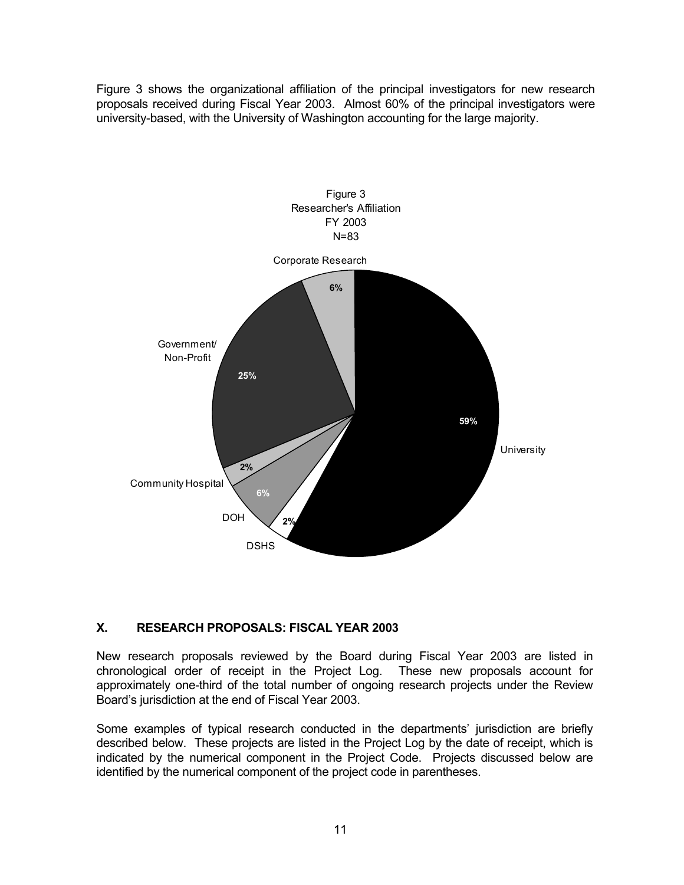Figure 3 shows the organizational affiliation of the principal investigators for new research proposals received during Fiscal Year 2003. Almost 60% of the principal investigators were university-based, with the University of Washington accounting for the large majority.

Figure 3
Researcher's Affiliation
FY 2003
N=83

| Affiliation | Percent |
|---|---|
| University | 59% |
| Government/ Non-Profit | 25% |
| Corporate Research | 6% |
| DOH | 6% |
| Community Hospital | 2% |
| DSHS | 2% |

## X. RESEARCH PROPOSALS: FISCAL YEAR 2003

New research proposals reviewed by the Board during Fiscal Year 2003 are listed in chronological order of receipt in the Project Log. These new proposals account for approximately one-third of the total number of ongoing research projects under the Review Board's jurisdiction at the end of Fiscal Year 2003.

Some examples of typical research conducted in the departments' jurisdiction are briefly described below. These projects are listed in the Project Log by the date of receipt, which is indicated by the numerical component in the Project Code. Projects discussed below are identified by the numerical component of the project code in parentheses.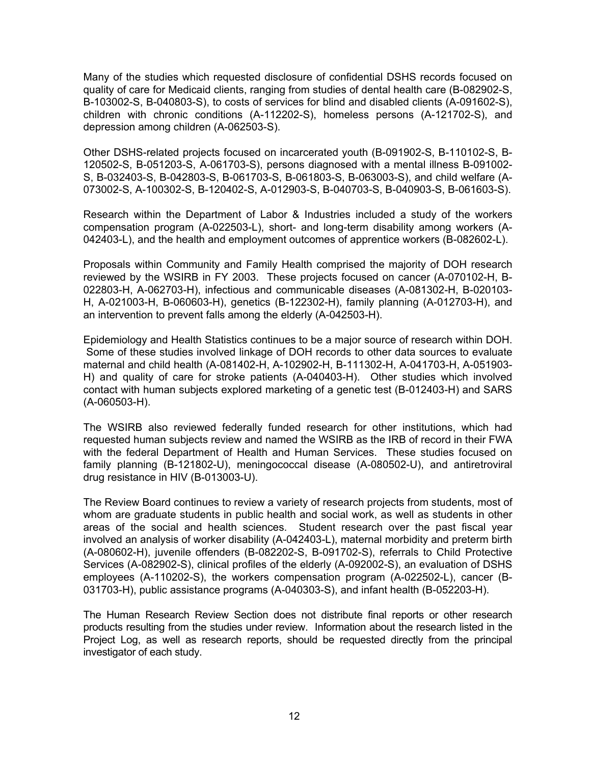Many of the studies which requested disclosure of confidential DSHS records focused on quality of care for Medicaid clients, ranging from studies of dental health care (B-082902-S, B-103002-S, B-040803-S), to costs of services for blind and disabled clients (A-091602-S), children with chronic conditions (A-112202-S), homeless persons (A-121702-S), and depression among children (A-062503-S).

Other DSHS-related projects focused on incarcerated youth (B-091902-S, B-110102-S, B-120502-S, B-051203-S, A-061703-S), persons diagnosed with a mental illness B-091002-S, B-032403-S, B-042803-S, B-061703-S, B-061803-S, B-063003-S), and child welfare (A-073002-S, A-100302-S, B-120402-S, A-012903-S, B-040703-S, B-040903-S, B-061603-S).

Research within the Department of Labor & Industries included a study of the workers compensation program (A-022503-L), short- and long-term disability among workers (A-042403-L), and the health and employment outcomes of apprentice workers (B-082602-L).

Proposals within Community and Family Health comprised the majority of DOH research reviewed by the WSIRB in FY 2003. These projects focused on cancer (A-070102-H, B-022803-H, A-062703-H), infectious and communicable diseases (A-081302-H, B-020103-H, A-021003-H, B-060603-H), genetics (B-122302-H), family planning (A-012703-H), and an intervention to prevent falls among the elderly (A-042503-H).

Epidemiology and Health Statistics continues to be a major source of research within DOH. Some of these studies involved linkage of DOH records to other data sources to evaluate maternal and child health (A-081402-H, A-102902-H, B-111302-H, A-041703-H, A-051903-H) and quality of care for stroke patients (A-040403-H). Other studies which involved contact with human subjects explored marketing of a genetic test (B-012403-H) and SARS (A-060503-H).

The WSIRB also reviewed federally funded research for other institutions, which had requested human subjects review and named the WSIRB as the IRB of record in their FWA with the federal Department of Health and Human Services. These studies focused on family planning (B-121802-U), meningococcal disease (A-080502-U), and antiretroviral drug resistance in HIV (B-013003-U).

The Review Board continues to review a variety of research projects from students, most of whom are graduate students in public health and social work, as well as students in other areas of the social and health sciences. Student research over the past fiscal year involved an analysis of worker disability (A-042403-L), maternal morbidity and preterm birth (A-080602-H), juvenile offenders (B-082202-S, B-091702-S), referrals to Child Protective Services (A-082902-S), clinical profiles of the elderly (A-092002-S), an evaluation of DSHS employees (A-110202-S), the workers compensation program (A-022502-L), cancer (B-031703-H), public assistance programs (A-040303-S), and infant health (B-052203-H).

The Human Research Review Section does not distribute final reports or other research products resulting from the studies under review. Information about the research listed in the Project Log, as well as research reports, should be requested directly from the principal investigator of each study.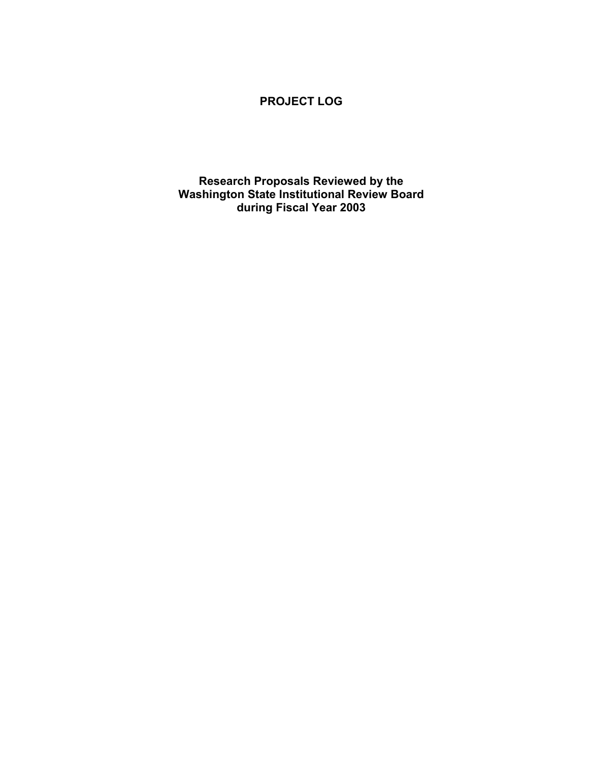# PROJECT LOG

## Research Proposals Reviewed by the Washington State Institutional Review Board during Fiscal Year 2003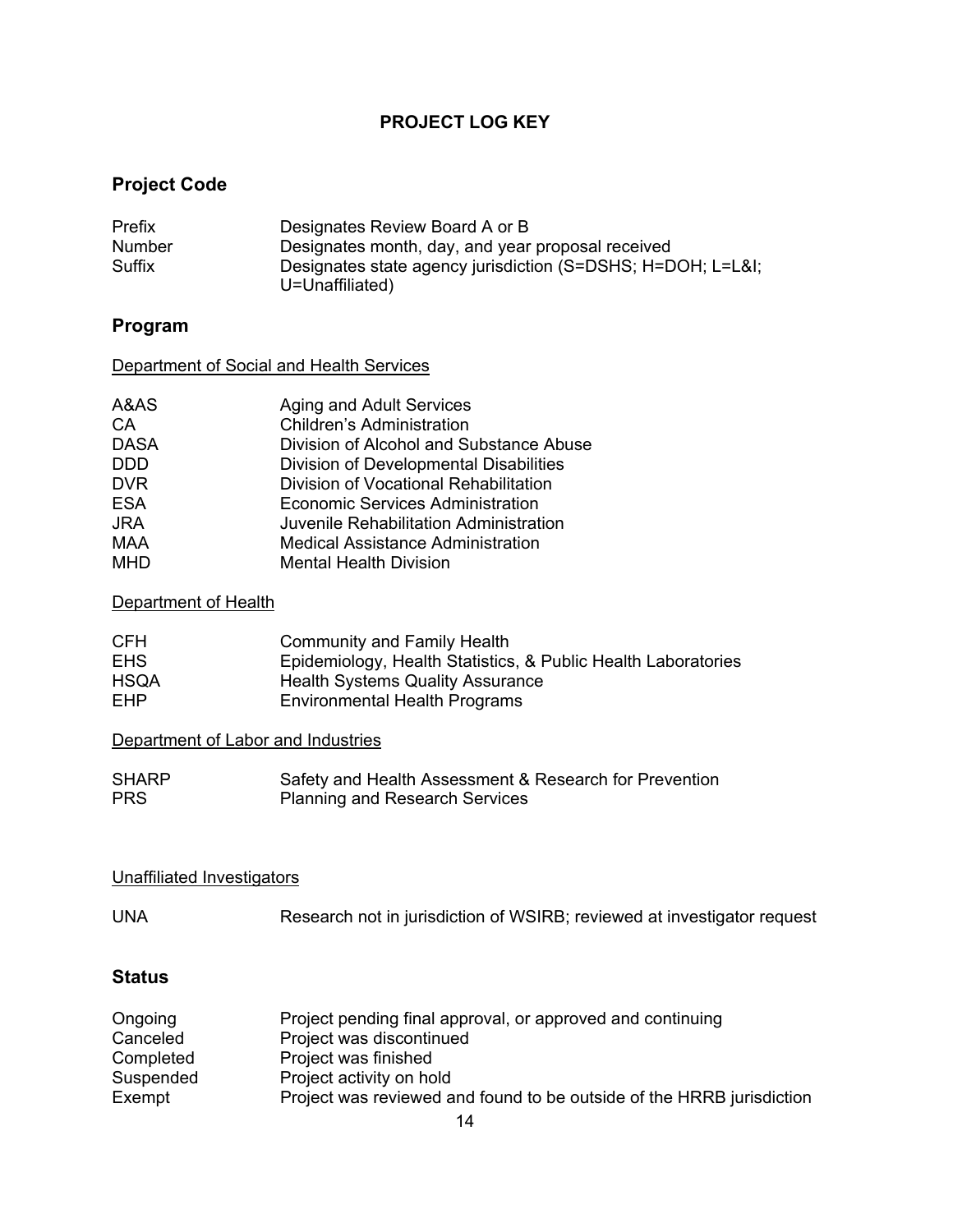# PROJECT LOG KEY

## Project Code

| | |
|---|---|
| Prefix | Designates Review Board A or B |
| Number | Designates month, day, and year proposal received |
| Suffix | Designates state agency jurisdiction (S=DSHS; H=DOH; L=L&I; U=Unaffiliated) |

## Program

Department of Social and Health Services

| | |
|---|---|
| A&AS | Aging and Adult Services |
| CA | Children's Administration |
| DASA | Division of Alcohol and Substance Abuse |
| DDD | Division of Developmental Disabilities |
| DVR | Division of Vocational Rehabilitation |
| ESA | Economic Services Administration |
| JRA | Juvenile Rehabilitation Administration |
| MAA | Medical Assistance Administration |
| MHD | Mental Health Division |

Department of Health

| | |
|---|---|
| CFH | Community and Family Health |
| EHS | Epidemiology, Health Statistics, & Public Health Laboratories |
| HSQA | Health Systems Quality Assurance |
| EHP | Environmental Health Programs |

Department of Labor and Industries

| | |
|---|---|
| SHARP | Safety and Health Assessment & Research for Prevention |
| PRS | Planning and Research Services |

Unaffiliated Investigators

| | |
|---|---|
| UNA | Research not in jurisdiction of WSIRB; reviewed at investigator request |

## Status

| | |
|---|---|
| Ongoing | Project pending final approval, or approved and continuing |
| Canceled | Project was discontinued |
| Completed | Project was finished |
| Suspended | Project activity on hold |
| Exempt | Project was reviewed and found to be outside of the HRRB jurisdiction |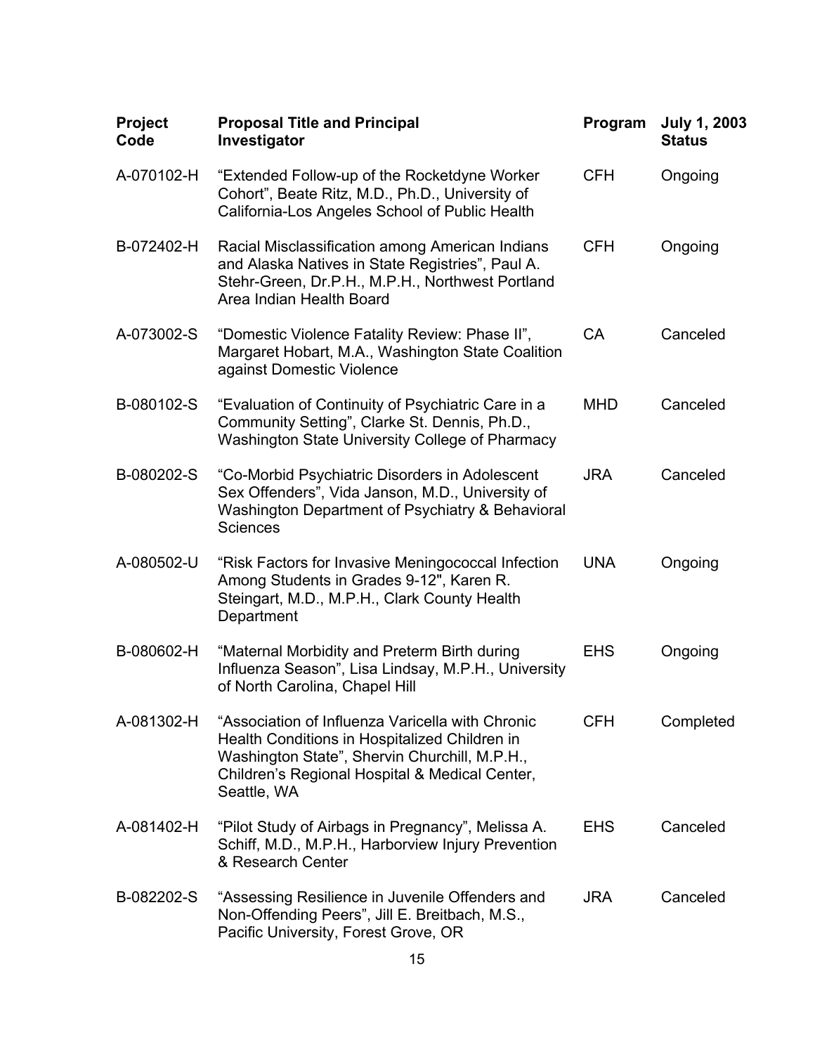| Project Code | Proposal Title and Principal Investigator | Program | July 1, 2003 Status |
|---|---|---|---|
| A-070102-H | "Extended Follow-up of the Rocketdyne Worker Cohort", Beate Ritz, M.D., Ph.D., University of California-Los Angeles School of Public Health | CFH | Ongoing |
| B-072402-H | Racial Misclassification among American Indians and Alaska Natives in State Registries", Paul A. Stehr-Green, Dr.P.H., M.P.H., Northwest Portland Area Indian Health Board | CFH | Ongoing |
| A-073002-S | "Domestic Violence Fatality Review: Phase II", Margaret Hobart, M.A., Washington State Coalition against Domestic Violence | CA | Canceled |
| B-080102-S | "Evaluation of Continuity of Psychiatric Care in a Community Setting", Clarke St. Dennis, Ph.D., Washington State University College of Pharmacy | MHD | Canceled |
| B-080202-S | "Co-Morbid Psychiatric Disorders in Adolescent Sex Offenders", Vida Janson, M.D., University of Washington Department of Psychiatry & Behavioral Sciences | JRA | Canceled |
| A-080502-U | "Risk Factors for Invasive Meningococcal Infection Among Students in Grades 9-12", Karen R. Steingart, M.D., M.P.H., Clark County Health Department | UNA | Ongoing |
| B-080602-H | "Maternal Morbidity and Preterm Birth during Influenza Season", Lisa Lindsay, M.P.H., University of North Carolina, Chapel Hill | EHS | Ongoing |
| A-081302-H | "Association of Influenza Varicella with Chronic Health Conditions in Hospitalized Children in Washington State", Shervin Churchill, M.P.H., Children's Regional Hospital & Medical Center, Seattle, WA | CFH | Completed |
| A-081402-H | "Pilot Study of Airbags in Pregnancy", Melissa A. Schiff, M.D., M.P.H., Harborview Injury Prevention & Research Center | EHS | Canceled |
| B-082202-S | "Assessing Resilience in Juvenile Offenders and Non-Offending Peers", Jill E. Breitbach, M.S., Pacific University, Forest Grove, OR | JRA | Canceled |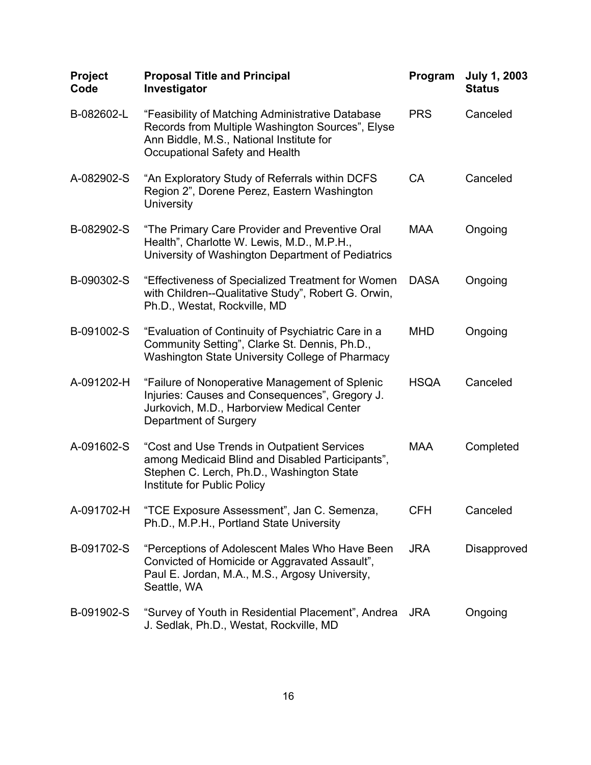| Project Code | Proposal Title and Principal Investigator | Program | July 1, 2003 Status |
|---|---|---|---|
| B-082602-L | "Feasibility of Matching Administrative Database Records from Multiple Washington Sources", Elyse Ann Biddle, M.S., National Institute for Occupational Safety and Health | PRS | Canceled |
| A-082902-S | "An Exploratory Study of Referrals within DCFS Region 2", Dorene Perez, Eastern Washington University | CA | Canceled |
| B-082902-S | "The Primary Care Provider and Preventive Oral Health", Charlotte W. Lewis, M.D., M.P.H., University of Washington Department of Pediatrics | MAA | Ongoing |
| B-090302-S | "Effectiveness of Specialized Treatment for Women with Children--Qualitative Study", Robert G. Orwin, Ph.D., Westat, Rockville, MD | DASA | Ongoing |
| B-091002-S | "Evaluation of Continuity of Psychiatric Care in a Community Setting", Clarke St. Dennis, Ph.D., Washington State University College of Pharmacy | MHD | Ongoing |
| A-091202-H | "Failure of Nonoperative Management of Splenic Injuries: Causes and Consequences", Gregory J. Jurkovich, M.D., Harborview Medical Center Department of Surgery | HSQA | Canceled |
| A-091602-S | "Cost and Use Trends in Outpatient Services among Medicaid Blind and Disabled Participants", Stephen C. Lerch, Ph.D., Washington State Institute for Public Policy | MAA | Completed |
| A-091702-H | "TCE Exposure Assessment", Jan C. Semenza, Ph.D., M.P.H., Portland State University | CFH | Canceled |
| B-091702-S | "Perceptions of Adolescent Males Who Have Been Convicted of Homicide or Aggravated Assault", Paul E. Jordan, M.A., M.S., Argosy University, Seattle, WA | JRA | Disapproved |
| B-091902-S | "Survey of Youth in Residential Placement", Andrea J. Sedlak, Ph.D., Westat, Rockville, MD | JRA | Ongoing |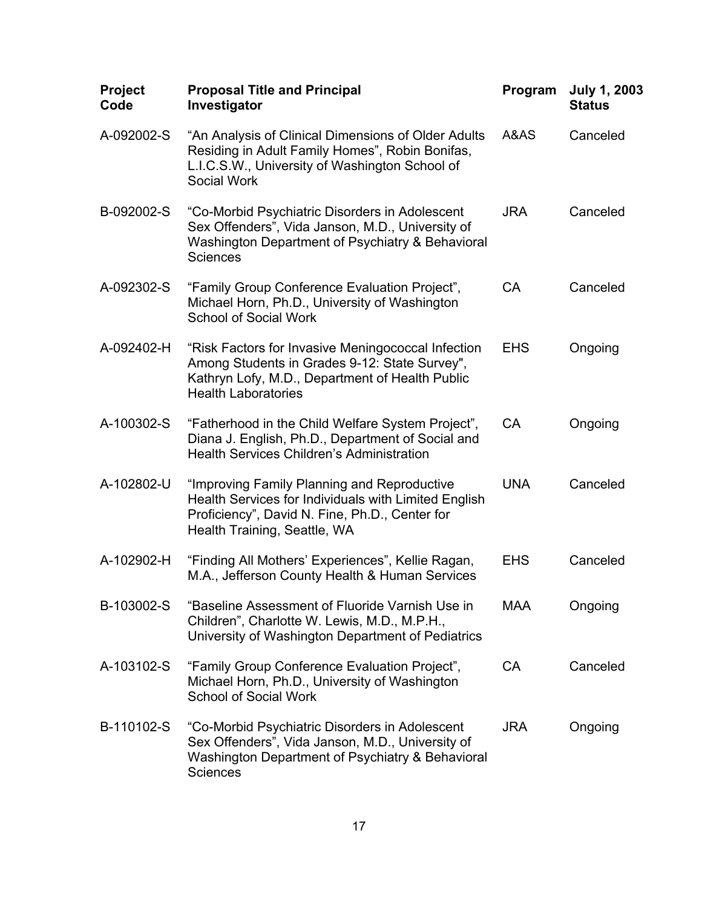| Project Code | Proposal Title and Principal Investigator | Program | July 1, 2003 Status |
| --- | --- | --- | --- |
| A-092002-S | "An Analysis of Clinical Dimensions of Older Adults Residing in Adult Family Homes", Robin Bonifas, L.I.C.S.W., University of Washington School of Social Work | A&AS | Canceled |
| B-092002-S | "Co-Morbid Psychiatric Disorders in Adolescent Sex Offenders", Vida Janson, M.D., University of Washington Department of Psychiatry & Behavioral Sciences | JRA | Canceled |
| A-092302-S | "Family Group Conference Evaluation Project", Michael Horn, Ph.D., University of Washington School of Social Work | CA | Canceled |
| A-092402-H | "Risk Factors for Invasive Meningococcal Infection Among Students in Grades 9-12: State Survey", Kathryn Lofy, M.D., Department of Health Public Health Laboratories | EHS | Ongoing |
| A-100302-S | "Fatherhood in the Child Welfare System Project", Diana J. English, Ph.D., Department of Social and Health Services Children's Administration | CA | Ongoing |
| A-102802-U | "Improving Family Planning and Reproductive Health Services for Individuals with Limited English Proficiency", David N. Fine, Ph.D., Center for Health Training, Seattle, WA | UNA | Canceled |
| A-102902-H | "Finding All Mothers' Experiences", Kellie Ragan, M.A., Jefferson County Health & Human Services | EHS | Canceled |
| B-103002-S | "Baseline Assessment of Fluoride Varnish Use in Children", Charlotte W. Lewis, M.D., M.P.H., University of Washington Department of Pediatrics | MAA | Ongoing |
| A-103102-S | "Family Group Conference Evaluation Project", Michael Horn, Ph.D., University of Washington School of Social Work | CA | Canceled |
| B-110102-S | "Co-Morbid Psychiatric Disorders in Adolescent Sex Offenders", Vida Janson, M.D., University of Washington Department of Psychiatry & Behavioral Sciences | JRA | Ongoing |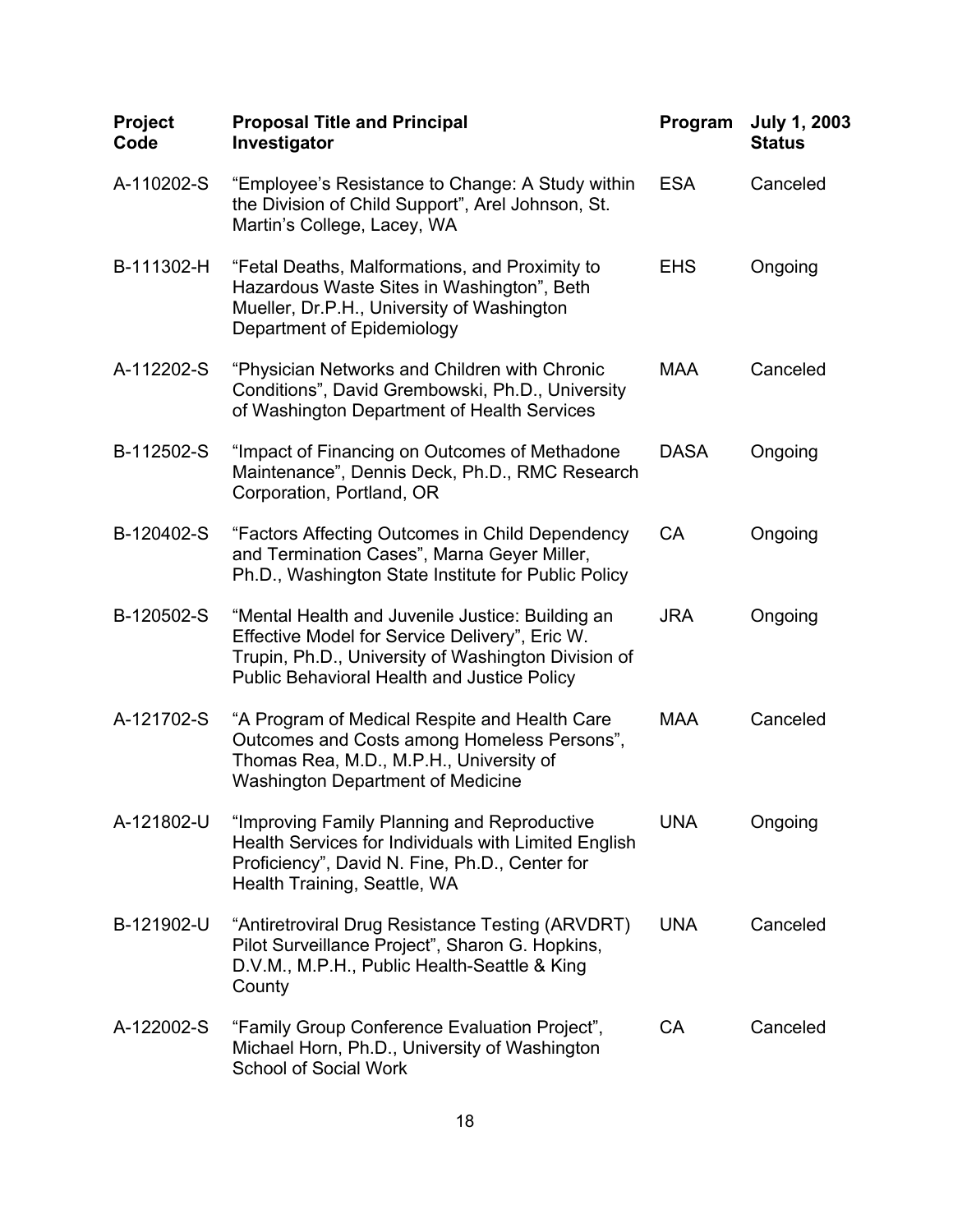| Project Code | Proposal Title and Principal Investigator | Program | July 1, 2003 Status |
| --- | --- | --- | --- |
| A-110202-S | "Employee's Resistance to Change: A Study within the Division of Child Support", Arel Johnson, St. Martin's College, Lacey, WA | ESA | Canceled |
| B-111302-H | "Fetal Deaths, Malformations, and Proximity to Hazardous Waste Sites in Washington", Beth Mueller, Dr.P.H., University of Washington Department of Epidemiology | EHS | Ongoing |
| A-112202-S | "Physician Networks and Children with Chronic Conditions", David Grembowski, Ph.D., University of Washington Department of Health Services | MAA | Canceled |
| B-112502-S | "Impact of Financing on Outcomes of Methadone Maintenance", Dennis Deck, Ph.D., RMC Research Corporation, Portland, OR | DASA | Ongoing |
| B-120402-S | "Factors Affecting Outcomes in Child Dependency and Termination Cases", Marna Geyer Miller, Ph.D., Washington State Institute for Public Policy | CA | Ongoing |
| B-120502-S | "Mental Health and Juvenile Justice: Building an Effective Model for Service Delivery", Eric W. Trupin, Ph.D., University of Washington Division of Public Behavioral Health and Justice Policy | JRA | Ongoing |
| A-121702-S | "A Program of Medical Respite and Health Care Outcomes and Costs among Homeless Persons", Thomas Rea, M.D., M.P.H., University of Washington Department of Medicine | MAA | Canceled |
| A-121802-U | "Improving Family Planning and Reproductive Health Services for Individuals with Limited English Proficiency", David N. Fine, Ph.D., Center for Health Training, Seattle, WA | UNA | Ongoing |
| B-121902-U | "Antiretroviral Drug Resistance Testing (ARVDRT) Pilot Surveillance Project", Sharon G. Hopkins, D.V.M., M.P.H., Public Health-Seattle & King County | UNA | Canceled |
| A-122002-S | "Family Group Conference Evaluation Project", Michael Horn, Ph.D., University of Washington School of Social Work | CA | Canceled |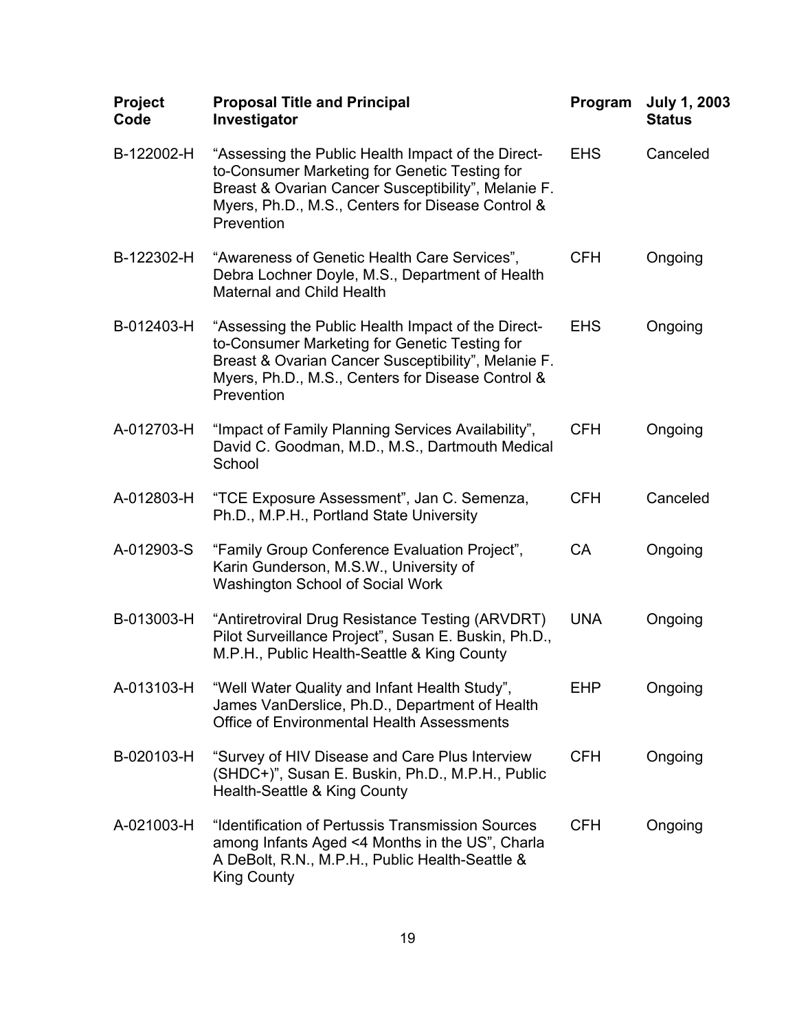| Project Code | Proposal Title and Principal Investigator | Program | July 1, 2003 Status |
| --- | --- | --- | --- |
| B-122002-H | "Assessing the Public Health Impact of the Direct-to-Consumer Marketing for Genetic Testing for Breast & Ovarian Cancer Susceptibility", Melanie F. Myers, Ph.D., M.S., Centers for Disease Control & Prevention | EHS | Canceled |
| B-122302-H | "Awareness of Genetic Health Care Services", Debra Lochner Doyle, M.S., Department of Health Maternal and Child Health | CFH | Ongoing |
| B-012403-H | "Assessing the Public Health Impact of the Direct-to-Consumer Marketing for Genetic Testing for Breast & Ovarian Cancer Susceptibility", Melanie F. Myers, Ph.D., M.S., Centers for Disease Control & Prevention | EHS | Ongoing |
| A-012703-H | "Impact of Family Planning Services Availability", David C. Goodman, M.D., M.S., Dartmouth Medical School | CFH | Ongoing |
| A-012803-H | "TCE Exposure Assessment", Jan C. Semenza, Ph.D., M.P.H., Portland State University | CFH | Canceled |
| A-012903-S | "Family Group Conference Evaluation Project", Karin Gunderson, M.S.W., University of Washington School of Social Work | CA | Ongoing |
| B-013003-H | "Antiretroviral Drug Resistance Testing (ARVDRT) Pilot Surveillance Project", Susan E. Buskin, Ph.D., M.P.H., Public Health-Seattle & King County | UNA | Ongoing |
| A-013103-H | "Well Water Quality and Infant Health Study", James VanDerslice, Ph.D., Department of Health Office of Environmental Health Assessments | EHP | Ongoing |
| B-020103-H | "Survey of HIV Disease and Care Plus Interview (SHDC+)", Susan E. Buskin, Ph.D., M.P.H., Public Health-Seattle & King County | CFH | Ongoing |
| A-021003-H | "Identification of Pertussis Transmission Sources among Infants Aged <4 Months in the US", Charla A DeBolt, R.N., M.P.H., Public Health-Seattle & King County | CFH | Ongoing |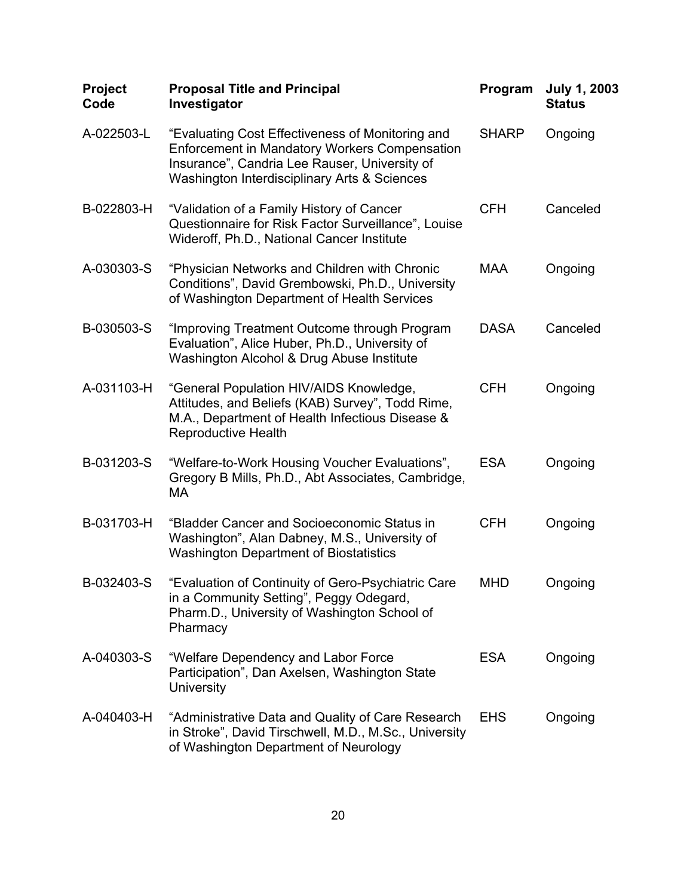| Project Code | Proposal Title and Principal Investigator | Program | July 1, 2003 Status |
|---|---|---|---|
| A-022503-L | "Evaluating Cost Effectiveness of Monitoring and Enforcement in Mandatory Workers Compensation Insurance", Candria Lee Rauser, University of Washington Interdisciplinary Arts & Sciences | SHARP | Ongoing |
| B-022803-H | "Validation of a Family History of Cancer Questionnaire for Risk Factor Surveillance", Louise Wideroff, Ph.D., National Cancer Institute | CFH | Canceled |
| A-030303-S | "Physician Networks and Children with Chronic Conditions", David Grembowski, Ph.D., University of Washington Department of Health Services | MAA | Ongoing |
| B-030503-S | "Improving Treatment Outcome through Program Evaluation", Alice Huber, Ph.D., University of Washington Alcohol & Drug Abuse Institute | DASA | Canceled |
| A-031103-H | "General Population HIV/AIDS Knowledge, Attitudes, and Beliefs (KAB) Survey", Todd Rime, M.A., Department of Health Infectious Disease & Reproductive Health | CFH | Ongoing |
| B-031203-S | "Welfare-to-Work Housing Voucher Evaluations", Gregory B Mills, Ph.D., Abt Associates, Cambridge, MA | ESA | Ongoing |
| B-031703-H | "Bladder Cancer and Socioeconomic Status in Washington", Alan Dabney, M.S., University of Washington Department of Biostatistics | CFH | Ongoing |
| B-032403-S | "Evaluation of Continuity of Gero-Psychiatric Care in a Community Setting", Peggy Odegard, Pharm.D., University of Washington School of Pharmacy | MHD | Ongoing |
| A-040303-S | "Welfare Dependency and Labor Force Participation", Dan Axelsen, Washington State University | ESA | Ongoing |
| A-040403-H | "Administrative Data and Quality of Care Research in Stroke", David Tirschwell, M.D., M.Sc., University of Washington Department of Neurology | EHS | Ongoing |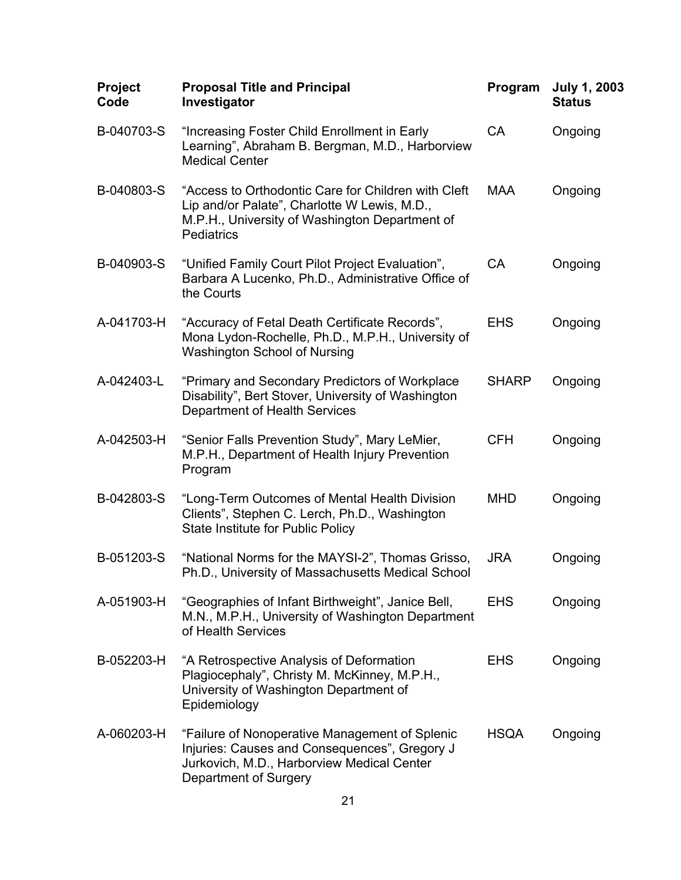| Project Code | Proposal Title and Principal Investigator | Program | July 1, 2003 Status |
| --- | --- | --- | --- |
| B-040703-S | “Increasing Foster Child Enrollment in Early Learning”, Abraham B. Bergman, M.D., Harborview Medical Center | CA | Ongoing |
| B-040803-S | “Access to Orthodontic Care for Children with Cleft Lip and/or Palate”, Charlotte W Lewis, M.D., M.P.H., University of Washington Department of Pediatrics | MAA | Ongoing |
| B-040903-S | “Unified Family Court Pilot Project Evaluation”, Barbara A Lucenko, Ph.D., Administrative Office of the Courts | CA | Ongoing |
| A-041703-H | “Accuracy of Fetal Death Certificate Records”, Mona Lydon-Rochelle, Ph.D., M.P.H., University of Washington School of Nursing | EHS | Ongoing |
| A-042403-L | “Primary and Secondary Predictors of Workplace Disability”, Bert Stover, University of Washington Department of Health Services | SHARP | Ongoing |
| A-042503-H | “Senior Falls Prevention Study”, Mary LeMier, M.P.H., Department of Health Injury Prevention Program | CFH | Ongoing |
| B-042803-S | “Long-Term Outcomes of Mental Health Division Clients”, Stephen C. Lerch, Ph.D., Washington State Institute for Public Policy | MHD | Ongoing |
| B-051203-S | “National Norms for the MAYSI-2”, Thomas Grisso, Ph.D., University of Massachusetts Medical School | JRA | Ongoing |
| A-051903-H | “Geographies of Infant Birthweight”, Janice Bell, M.N., M.P.H., University of Washington Department of Health Services | EHS | Ongoing |
| B-052203-H | “A Retrospective Analysis of Deformation Plagiocephaly”, Christy M. McKinney, M.P.H., University of Washington Department of Epidemiology | EHS | Ongoing |
| A-060203-H | “Failure of Nonoperative Management of Splenic Injuries: Causes and Consequences”, Gregory J Jurkovich, M.D., Harborview Medical Center Department of Surgery | HSQA | Ongoing |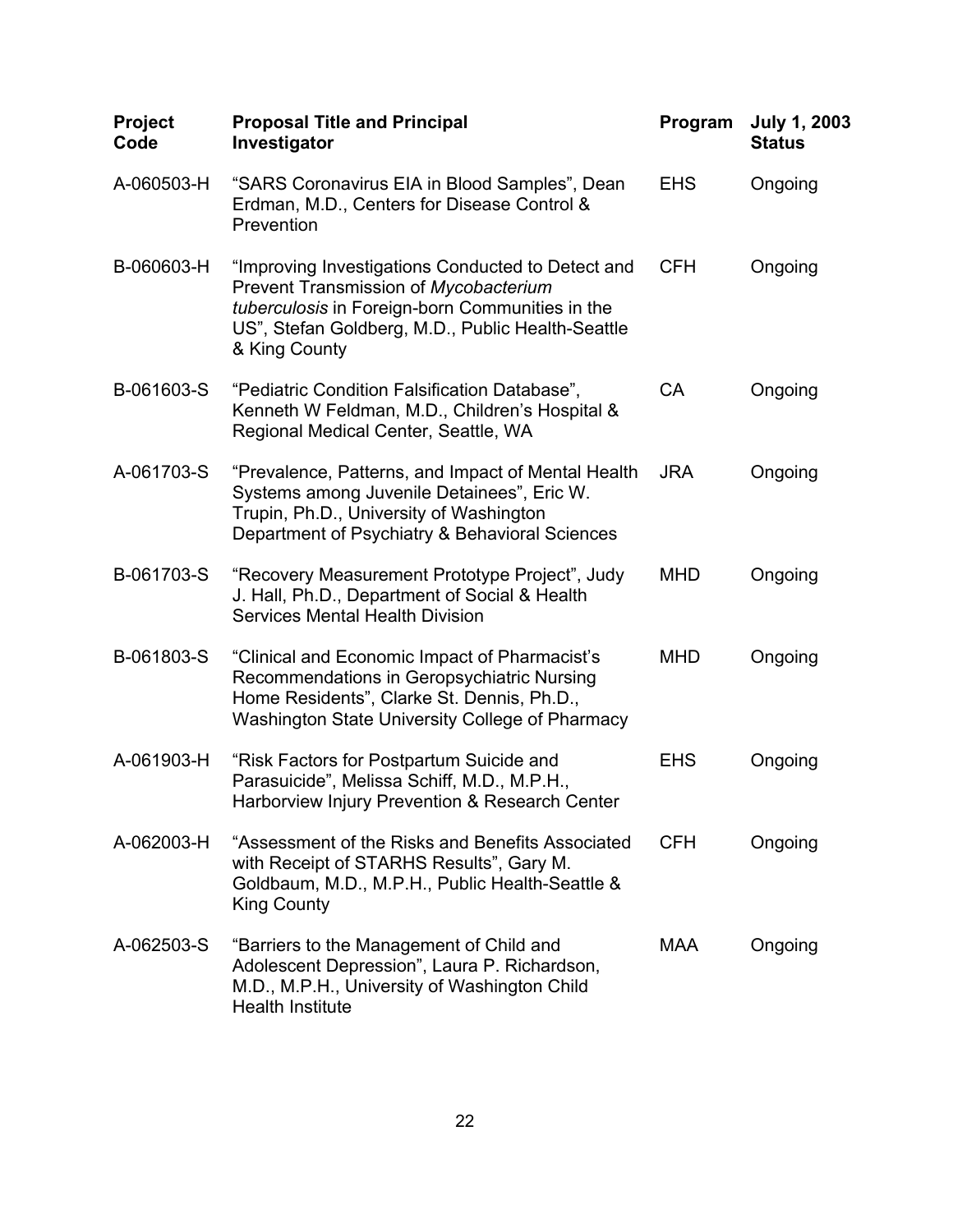| Project Code | Proposal Title and Principal Investigator | Program | July 1, 2003 Status |
|---|---|---|---|
| A-060503-H | "SARS Coronavirus EIA in Blood Samples", Dean Erdman, M.D., Centers for Disease Control & Prevention | EHS | Ongoing |
| B-060603-H | "Improving Investigations Conducted to Detect and Prevent Transmission of *Mycobacterium tuberculosis* in Foreign-born Communities in the US", Stefan Goldberg, M.D., Public Health-Seattle & King County | CFH | Ongoing |
| B-061603-S | "Pediatric Condition Falsification Database", Kenneth W Feldman, M.D., Children's Hospital & Regional Medical Center, Seattle, WA | CA | Ongoing |
| A-061703-S | "Prevalence, Patterns, and Impact of Mental Health Systems among Juvenile Detainees", Eric W. Trupin, Ph.D., University of Washington Department of Psychiatry & Behavioral Sciences | JRA | Ongoing |
| B-061703-S | "Recovery Measurement Prototype Project", Judy J. Hall, Ph.D., Department of Social & Health Services Mental Health Division | MHD | Ongoing |
| B-061803-S | "Clinical and Economic Impact of Pharmacist's Recommendations in Geropsychiatric Nursing Home Residents", Clarke St. Dennis, Ph.D., Washington State University College of Pharmacy | MHD | Ongoing |
| A-061903-H | "Risk Factors for Postpartum Suicide and Parasuicide", Melissa Schiff, M.D., M.P.H., Harborview Injury Prevention & Research Center | EHS | Ongoing |
| A-062003-H | "Assessment of the Risks and Benefits Associated with Receipt of STARHS Results", Gary M. Goldbaum, M.D., M.P.H., Public Health-Seattle & King County | CFH | Ongoing |
| A-062503-S | "Barriers to the Management of Child and Adolescent Depression", Laura P. Richardson, M.D., M.P.H., University of Washington Child Health Institute | MAA | Ongoing |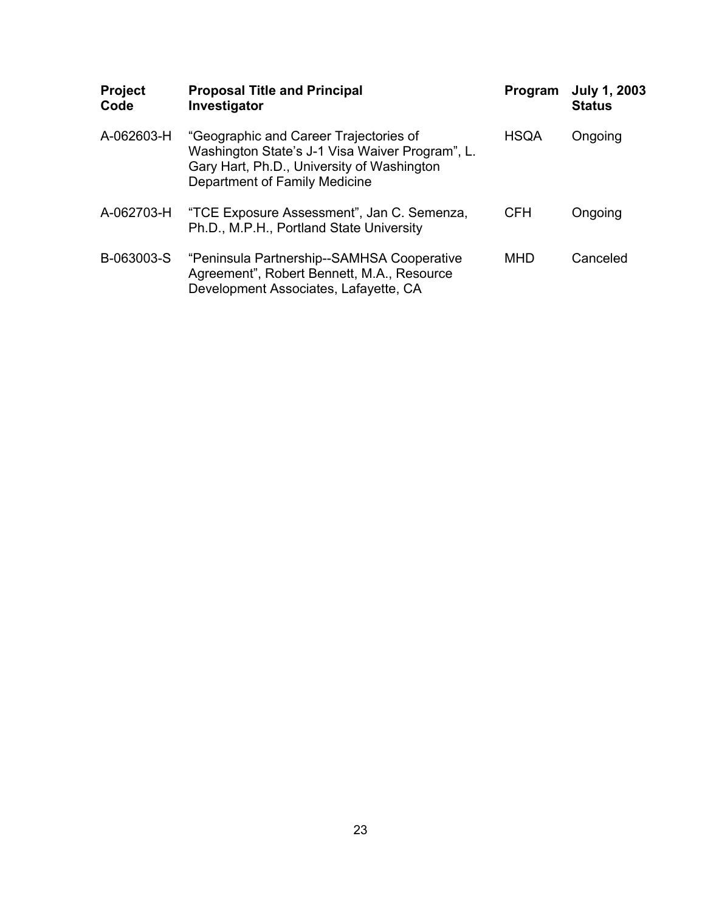| Project Code | Proposal Title and Principal Investigator | Program | July 1, 2003 Status |
|---|---|---|---|
| A-062603-H | "Geographic and Career Trajectories of Washington State's J-1 Visa Waiver Program", L. Gary Hart, Ph.D., University of Washington Department of Family Medicine | HSQA | Ongoing |
| A-062703-H | "TCE Exposure Assessment", Jan C. Semenza, Ph.D., M.P.H., Portland State University | CFH | Ongoing |
| B-063003-S | "Peninsula Partnership--SAMHSA Cooperative Agreement", Robert Bennett, M.A., Resource Development Associates, Lafayette, CA | MHD | Canceled |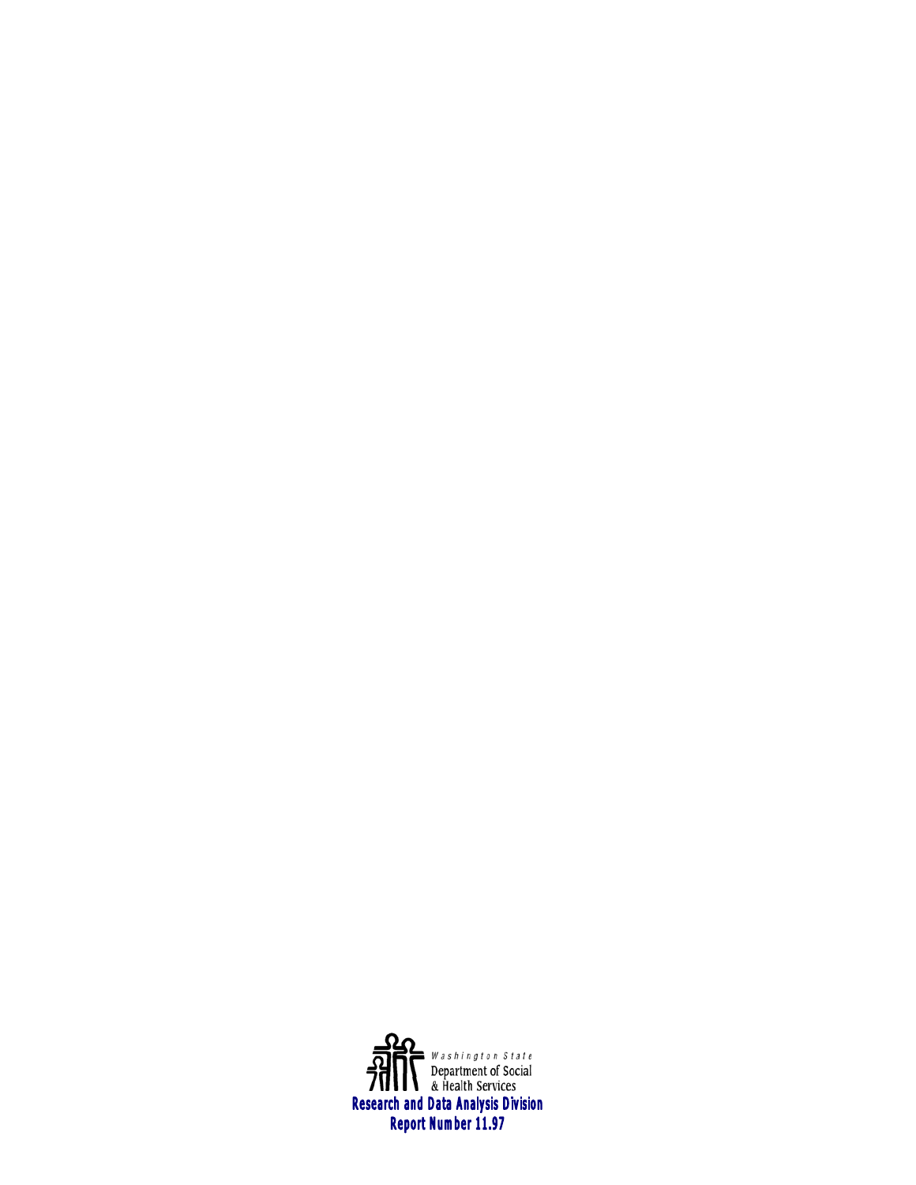Washington State
Department of Social
& Health Services

**Research and Data Analysis Division**
**Report Number 11.97**